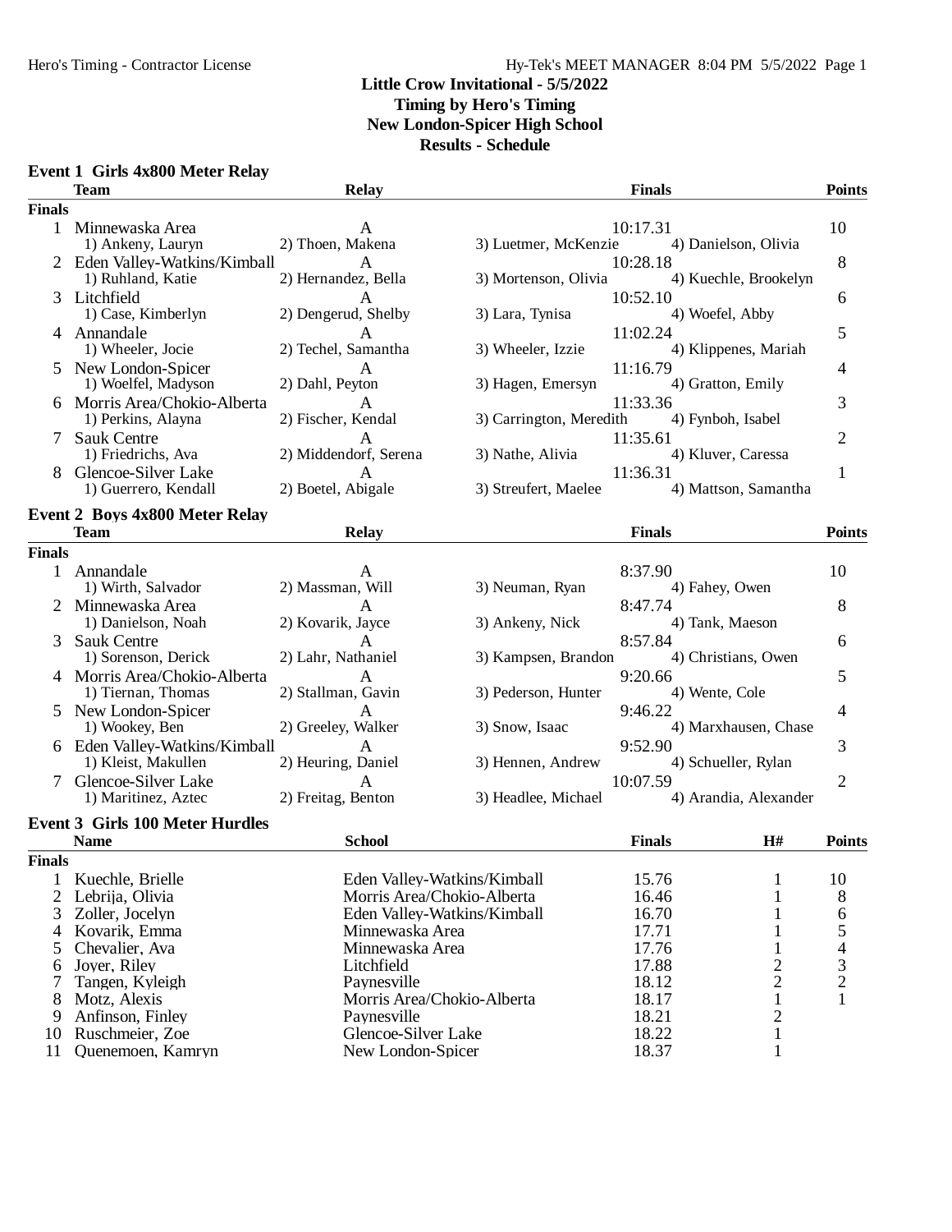# Little Crow Invitational - 5/5/2022

**Timing by Hero's Timing**

**New London-Spicer High School**

**Results - Schedule**

## Event 1 Girls 4x800 Meter Relay

| | Team | Relay | Finals | Points |
|---|---|---|---|---|
| **Finals** | | | | |
| 1 | Minnewaska Area | A | 10:17.31 | 10 |
| | 1) Ankeny, Lauryn | 2) Thoen, Makena | 3) Luetmer, McKenzie | 4) Danielson, Olivia |
| 2 | Eden Valley-Watkins/Kimball | A | 10:28.18 | 8 |
| | 1) Ruhland, Katie | 2) Hernandez, Bella | 3) Mortenson, Olivia | 4) Kuechle, Brookelyn |
| 3 | Litchfield | A | 10:52.10 | 6 |
| | 1) Case, Kimberlyn | 2) Dengerud, Shelby | 3) Lara, Tynisa | 4) Woefel, Abby |
| 4 | Annandale | A | 11:02.24 | 5 |
| | 1) Wheeler, Jocie | 2) Techel, Samantha | 3) Wheeler, Izzie | 4) Klippenes, Mariah |
| 5 | New London-Spicer | A | 11:16.79 | 4 |
| | 1) Woelfel, Madyson | 2) Dahl, Peyton | 3) Hagen, Emersyn | 4) Gratton, Emily |
| 6 | Morris Area/Chokio-Alberta | A | 11:33.36 | 3 |
| | 1) Perkins, Alayna | 2) Fischer, Kendal | 3) Carrington, Meredith | 4) Fynboh, Isabel |
| 7 | Sauk Centre | A | 11:35.61 | 2 |
| | 1) Friedrichs, Ava | 2) Middendorf, Serena | 3) Nathe, Alivia | 4) Kluver, Caressa |
| 8 | Glencoe-Silver Lake | A | 11:36.31 | 1 |
| | 1) Guerrero, Kendall | 2) Boetel, Abigale | 3) Streufert, Maelee | 4) Mattson, Samantha |

## Event 2 Boys 4x800 Meter Relay

| | Team | Relay | Finals | Points |
|---|---|---|---|---|
| **Finals** | | | | |
| 1 | Annandale | A | 8:37.90 | 10 |
| | 1) Wirth, Salvador | 2) Massman, Will | 3) Neuman, Ryan | 4) Fahey, Owen |
| 2 | Minnewaska Area | A | 8:47.74 | 8 |
| | 1) Danielson, Noah | 2) Kovarik, Jayce | 3) Ankeny, Nick | 4) Tank, Maeson |
| 3 | Sauk Centre | A | 8:57.84 | 6 |
| | 1) Sorenson, Derick | 2) Lahr, Nathaniel | 3) Kampsen, Brandon | 4) Christians, Owen |
| 4 | Morris Area/Chokio-Alberta | A | 9:20.66 | 5 |
| | 1) Tiernan, Thomas | 2) Stallman, Gavin | 3) Pederson, Hunter | 4) Wente, Cole |
| 5 | New London-Spicer | A | 9:46.22 | 4 |
| | 1) Wookey, Ben | 2) Greeley, Walker | 3) Snow, Isaac | 4) Marxhausen, Chase |
| 6 | Eden Valley-Watkins/Kimball | A | 9:52.90 | 3 |
| | 1) Kleist, Makullen | 2) Heuring, Daniel | 3) Hennen, Andrew | 4) Schueller, Rylan |
| 7 | Glencoe-Silver Lake | A | 10:07.59 | 2 |
| | 1) Maritinez, Aztec | 2) Freitag, Benton | 3) Headlee, Michael | 4) Arandia, Alexander |

## Event 3 Girls 100 Meter Hurdles

| | Name | School | Finals | H# | Points |
|---|---|---|---|---|---|
| **Finals** | | | | | |
| 1 | Kuechle, Brielle | Eden Valley-Watkins/Kimball | 15.76 | 1 | 10 |
| 2 | Lebrija, Olivia | Morris Area/Chokio-Alberta | 16.46 | 1 | 8 |
| 3 | Zoller, Jocelyn | Eden Valley-Watkins/Kimball | 16.70 | 1 | 6 |
| 4 | Kovarik, Emma | Minnewaska Area | 17.71 | 1 | 5 |
| 5 | Chevalier, Ava | Minnewaska Area | 17.76 | 1 | 4 |
| 6 | Joyer, Riley | Litchfield | 17.88 | 2 | 3 |
| 7 | Tangen, Kyleigh | Paynesville | 18.12 | 2 | 2 |
| 8 | Motz, Alexis | Morris Area/Chokio-Alberta | 18.17 | 1 | 1 |
| 9 | Anfinson, Finley | Paynesville | 18.21 | 2 | |
| 10 | Ruschmeier, Zoe | Glencoe-Silver Lake | 18.22 | 1 | |
| 11 | Quenemoen, Kamryn | New London-Spicer | 18.37 | 1 | |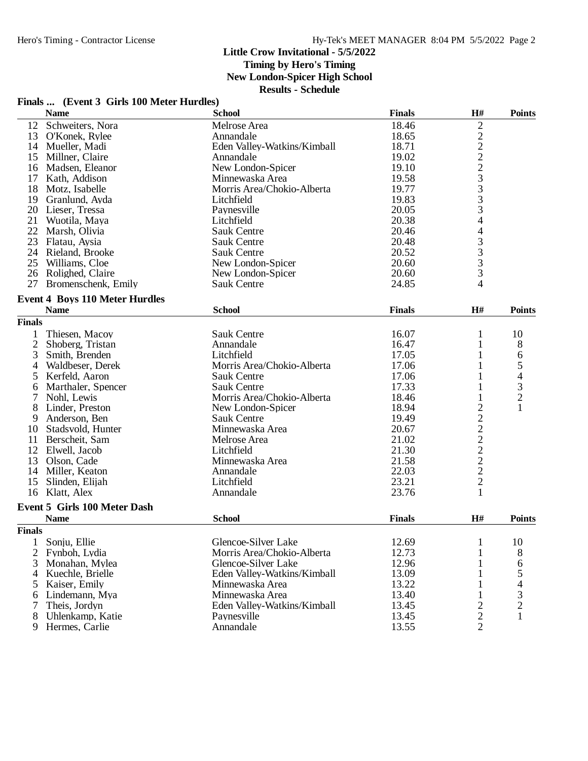**Little Crow Invitational - 5/5/2022**
**Timing by Hero's Timing**
**New London-Spicer High School**
**Results - Schedule**

### Finals ... (Event 3 Girls 100 Meter Hurdles)

| | Name | School | Finals | H# | Points |
|---|---|---|---|---|---|
| 12 | Schweiters, Nora | Melrose Area | 18.46 | 2 | |
| 13 | O'Konek, Rylee | Annandale | 18.65 | 2 | |
| 14 | Mueller, Madi | Eden Valley-Watkins/Kimball | 18.71 | 2 | |
| 15 | Millner, Claire | Annandale | 19.02 | 2 | |
| 16 | Madsen, Eleanor | New London-Spicer | 19.10 | 2 | |
| 17 | Kath, Addison | Minnewaska Area | 19.58 | 3 | |
| 18 | Motz, Isabelle | Morris Area/Chokio-Alberta | 19.77 | 3 | |
| 19 | Granlund, Ayda | Litchfield | 19.83 | 3 | |
| 20 | Lieser, Tressa | Paynesville | 20.05 | 3 | |
| 21 | Wuotila, Maya | Litchfield | 20.38 | 4 | |
| 22 | Marsh, Olivia | Sauk Centre | 20.46 | 4 | |
| 23 | Flatau, Aysia | Sauk Centre | 20.48 | 3 | |
| 24 | Rieland, Brooke | Sauk Centre | 20.52 | 3 | |
| 25 | Williams, Cloe | New London-Spicer | 20.60 | 3 | |
| 26 | Rolighed, Claire | New London-Spicer | 20.60 | 3 | |
| 27 | Bromenschenk, Emily | Sauk Centre | 24.85 | 4 | |

### Event 4 Boys 110 Meter Hurdles

| | Name | School | Finals | H# | Points |
|---|---|---|---|---|---|
| **Finals** | | | | | |
| 1 | Thiesen, Macoy | Sauk Centre | 16.07 | 1 | 10 |
| 2 | Shoberg, Tristan | Annandale | 16.47 | 1 | 8 |
| 3 | Smith, Brenden | Litchfield | 17.05 | 1 | 6 |
| 4 | Waldbeser, Derek | Morris Area/Chokio-Alberta | 17.06 | 1 | 5 |
| 5 | Kerfeld, Aaron | Sauk Centre | 17.06 | 1 | 4 |
| 6 | Marthaler, Spencer | Sauk Centre | 17.33 | 1 | 3 |
| 7 | Nohl, Lewis | Morris Area/Chokio-Alberta | 18.46 | 1 | 2 |
| 8 | Linder, Preston | New London-Spicer | 18.94 | 2 | 1 |
| 9 | Anderson, Ben | Sauk Centre | 19.49 | 2 | |
| 10 | Stadsvold, Hunter | Minnewaska Area | 20.67 | 2 | |
| 11 | Berscheit, Sam | Melrose Area | 21.02 | 2 | |
| 12 | Elwell, Jacob | Litchfield | 21.30 | 2 | |
| 13 | Olson, Cade | Minnewaska Area | 21.58 | 2 | |
| 14 | Miller, Keaton | Annandale | 22.03 | 2 | |
| 15 | Slinden, Elijah | Litchfield | 23.21 | 2 | |
| 16 | Klatt, Alex | Annandale | 23.76 | 1 | |

### Event 5 Girls 100 Meter Dash

| | Name | School | Finals | H# | Points |
|---|---|---|---|---|---|
| **Finals** | | | | | |
| 1 | Sonju, Ellie | Glencoe-Silver Lake | 12.69 | 1 | 10 |
| 2 | Fynboh, Lydia | Morris Area/Chokio-Alberta | 12.73 | 1 | 8 |
| 3 | Monahan, Mylea | Glencoe-Silver Lake | 12.96 | 1 | 6 |
| 4 | Kuechle, Brielle | Eden Valley-Watkins/Kimball | 13.09 | 1 | 5 |
| 5 | Kaiser, Emily | Minnewaska Area | 13.22 | 1 | 4 |
| 6 | Lindemann, Mya | Minnewaska Area | 13.40 | 1 | 3 |
| 7 | Theis, Jordyn | Eden Valley-Watkins/Kimball | 13.45 | 2 | 2 |
| 8 | Uhlenkamp, Katie | Paynesville | 13.45 | 2 | 1 |
| 9 | Hermes, Carlie | Annandale | 13.55 | 2 | |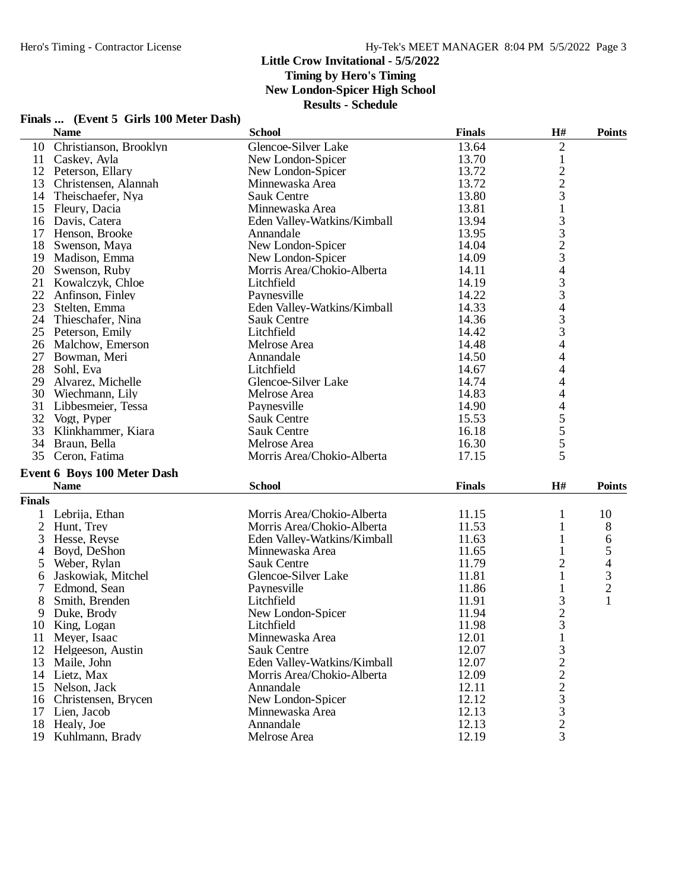# Little Crow Invitational - 5/5/2022

**Timing by Hero's Timing**

**New London-Spicer High School**

**Results - Schedule**

## Finals ... (Event 5 Girls 100 Meter Dash)

| | Name | School | Finals | H# | Points |
|---|---|---|---|---|---|
| 10 | Christianson, Brooklyn | Glencoe-Silver Lake | 13.64 | 2 | |
| 11 | Caskey, Ayla | New London-Spicer | 13.70 | 1 | |
| 12 | Peterson, Ellary | New London-Spicer | 13.72 | 2 | |
| 13 | Christensen, Alannah | Minnewaska Area | 13.72 | 2 | |
| 14 | Theischaefer, Nya | Sauk Centre | 13.80 | 3 | |
| 15 | Fleury, Dacia | Minnewaska Area | 13.81 | 1 | |
| 16 | Davis, Catera | Eden Valley-Watkins/Kimball | 13.94 | 3 | |
| 17 | Henson, Brooke | Annandale | 13.95 | 3 | |
| 18 | Swenson, Maya | New London-Spicer | 14.04 | 2 | |
| 19 | Madison, Emma | New London-Spicer | 14.09 | 3 | |
| 20 | Swenson, Ruby | Morris Area/Chokio-Alberta | 14.11 | 4 | |
| 21 | Kowalczyk, Chloe | Litchfield | 14.19 | 3 | |
| 22 | Anfinson, Finley | Paynesville | 14.22 | 3 | |
| 23 | Stelten, Emma | Eden Valley-Watkins/Kimball | 14.33 | 4 | |
| 24 | Thieschafer, Nina | Sauk Centre | 14.36 | 3 | |
| 25 | Peterson, Emily | Litchfield | 14.42 | 3 | |
| 26 | Malchow, Emerson | Melrose Area | 14.48 | 4 | |
| 27 | Bowman, Meri | Annandale | 14.50 | 4 | |
| 28 | Sohl, Eva | Litchfield | 14.67 | 4 | |
| 29 | Alvarez, Michelle | Glencoe-Silver Lake | 14.74 | 4 | |
| 30 | Wiechmann, Lily | Melrose Area | 14.83 | 4 | |
| 31 | Libbesmeier, Tessa | Paynesville | 14.90 | 4 | |
| 32 | Vogt, Pyper | Sauk Centre | 15.53 | 5 | |
| 33 | Klinkhammer, Kiara | Sauk Centre | 16.18 | 5 | |
| 34 | Braun, Bella | Melrose Area | 16.30 | 5 | |
| 35 | Ceron, Fatima | Morris Area/Chokio-Alberta | 17.15 | 5 | |

## Event 6 Boys 100 Meter Dash

| | Name | School | Finals | H# | Points |
|---|---|---|---|---|---|
| **Finals** | | | | | |
| 1 | Lebrija, Ethan | Morris Area/Chokio-Alberta | 11.15 | 1 | 10 |
| 2 | Hunt, Trey | Morris Area/Chokio-Alberta | 11.53 | 1 | 8 |
| 3 | Hesse, Reyse | Eden Valley-Watkins/Kimball | 11.63 | 1 | 6 |
| 4 | Boyd, DeShon | Minnewaska Area | 11.65 | 1 | 5 |
| 5 | Weber, Rylan | Sauk Centre | 11.79 | 2 | 4 |
| 6 | Jaskowiak, Mitchel | Glencoe-Silver Lake | 11.81 | 1 | 3 |
| 7 | Edmond, Sean | Paynesville | 11.86 | 1 | 2 |
| 8 | Smith, Brenden | Litchfield | 11.91 | 3 | 1 |
| 9 | Duke, Brody | New London-Spicer | 11.94 | 2 | |
| 10 | King, Logan | Litchfield | 11.98 | 3 | |
| 11 | Meyer, Isaac | Minnewaska Area | 12.01 | 1 | |
| 12 | Helgeeson, Austin | Sauk Centre | 12.07 | 3 | |
| 13 | Maile, John | Eden Valley-Watkins/Kimball | 12.07 | 2 | |
| 14 | Lietz, Max | Morris Area/Chokio-Alberta | 12.09 | 2 | |
| 15 | Nelson, Jack | Annandale | 12.11 | 2 | |
| 16 | Christensen, Brycen | New London-Spicer | 12.12 | 3 | |
| 17 | Lien, Jacob | Minnewaska Area | 12.13 | 3 | |
| 18 | Healy, Joe | Annandale | 12.13 | 2 | |
| 19 | Kuhlmann, Brady | Melrose Area | 12.19 | 3 | |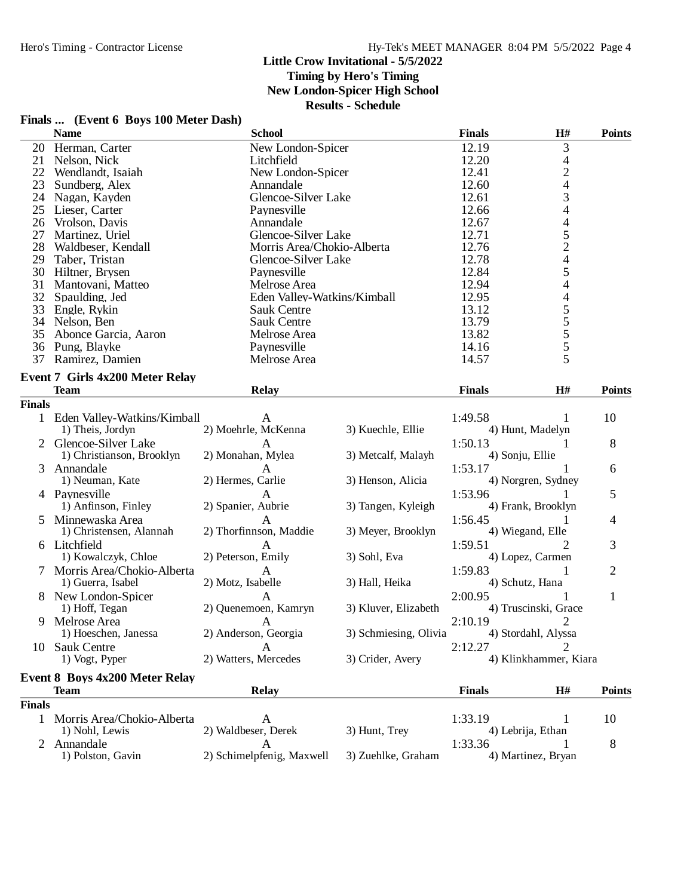**Little Crow Invitational - 5/5/2022**
**Timing by Hero's Timing**
**New London-Spicer High School**
**Results - Schedule**

### Finals ... (Event 6 Boys 100 Meter Dash)

| | Name | School | Finals | H# | Points |
|---|---|---|---|---|---|
| 20 | Herman, Carter | New London-Spicer | 12.19 | 3 | |
| 21 | Nelson, Nick | Litchfield | 12.20 | 4 | |
| 22 | Wendlandt, Isaiah | New London-Spicer | 12.41 | 2 | |
| 23 | Sundberg, Alex | Annandale | 12.60 | 4 | |
| 24 | Nagan, Kayden | Glencoe-Silver Lake | 12.61 | 3 | |
| 25 | Lieser, Carter | Paynesville | 12.66 | 4 | |
| 26 | Vrolson, Davis | Annandale | 12.67 | 4 | |
| 27 | Martinez, Uriel | Glencoe-Silver Lake | 12.71 | 5 | |
| 28 | Waldbeser, Kendall | Morris Area/Chokio-Alberta | 12.76 | 2 | |
| 29 | Taber, Tristan | Glencoe-Silver Lake | 12.78 | 4 | |
| 30 | Hiltner, Brysen | Paynesville | 12.84 | 5 | |
| 31 | Mantovani, Matteo | Melrose Area | 12.94 | 4 | |
| 32 | Spaulding, Jed | Eden Valley-Watkins/Kimball | 12.95 | 4 | |
| 33 | Engle, Rykin | Sauk Centre | 13.12 | 5 | |
| 34 | Nelson, Ben | Sauk Centre | 13.79 | 5 | |
| 35 | Abonce Garcia, Aaron | Melrose Area | 13.82 | 5 | |
| 36 | Pung, Blayke | Paynesville | 14.16 | 5 | |
| 37 | Ramirez, Damien | Melrose Area | 14.57 | 5 | |

### Event 7 Girls 4x200 Meter Relay

| | Team | Relay | | Finals | H# | Points |
|---|---|---|---|---|---|---|
| **Finals** | | | | | | |
| 1 | Eden Valley-Watkins/Kimball | A | | 1:49.58 | 1 | 10 |
| | 1) Theis, Jordyn | 2) Moehrle, McKenna | 3) Kuechle, Ellie | 4) Hunt, Madelyn | | |
| 2 | Glencoe-Silver Lake | A | | 1:50.13 | 1 | 8 |
| | 1) Christianson, Brooklyn | 2) Monahan, Mylea | 3) Metcalf, Malayh | 4) Sonju, Ellie | | |
| 3 | Annandale | A | | 1:53.17 | 1 | 6 |
| | 1) Neuman, Kate | 2) Hermes, Carlie | 3) Henson, Alicia | 4) Norgren, Sydney | | |
| 4 | Paynesville | A | | 1:53.96 | 1 | 5 |
| | 1) Anfinson, Finley | 2) Spanier, Aubrie | 3) Tangen, Kyleigh | 4) Frank, Brooklyn | | |
| 5 | Minnewaska Area | A | | 1:56.45 | 1 | 4 |
| | 1) Christensen, Alannah | 2) Thorfinnson, Maddie | 3) Meyer, Brooklyn | 4) Wiegand, Elle | | |
| 6 | Litchfield | A | | 1:59.51 | 2 | 3 |
| | 1) Kowalczyk, Chloe | 2) Peterson, Emily | 3) Sohl, Eva | 4) Lopez, Carmen | | |
| 7 | Morris Area/Chokio-Alberta | A | | 1:59.83 | 1 | 2 |
| | 1) Guerra, Isabel | 2) Motz, Isabelle | 3) Hall, Heika | 4) Schutz, Hana | | |
| 8 | New London-Spicer | A | | 2:00.95 | 1 | 1 |
| | 1) Hoff, Tegan | 2) Quenemoen, Kamryn | 3) Kluver, Elizabeth | 4) Truscinski, Grace | | |
| 9 | Melrose Area | A | | 2:10.19 | 2 | |
| | 1) Hoeschen, Janessa | 2) Anderson, Georgia | 3) Schmiesing, Olivia | 4) Stordahl, Alyssa | | |
| 10 | Sauk Centre | A | | 2:12.27 | 2 | |
| | 1) Vogt, Pyper | 2) Watters, Mercedes | 3) Crider, Avery | 4) Klinkhammer, Kiara | | |

### Event 8 Boys 4x200 Meter Relay

| | Team | Relay | | Finals | H# | Points |
|---|---|---|---|---|---|---|
| **Finals** | | | | | | |
| 1 | Morris Area/Chokio-Alberta | A | | 1:33.19 | 1 | 10 |
| | 1) Nohl, Lewis | 2) Waldbeser, Derek | 3) Hunt, Trey | 4) Lebrija, Ethan | | |
| 2 | Annandale | A | | 1:33.36 | 1 | 8 |
| | 1) Polston, Gavin | 2) Schimelpfenig, Maxwell | 3) Zuehlke, Graham | 4) Martinez, Bryan | | |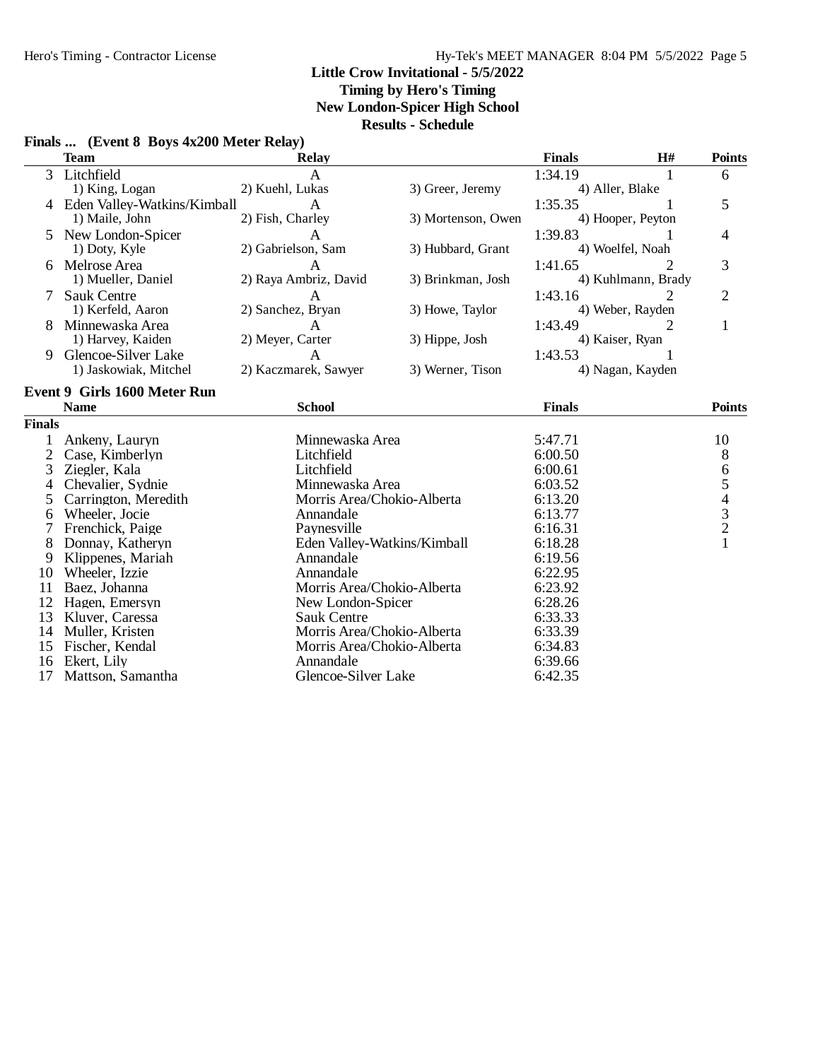# Little Crow Invitational - 5/5/2022

**Timing by Hero's Timing**
**New London-Spicer High School**
**Results - Schedule**

### Finals ... (Event 8 Boys 4x200 Meter Relay)

| | Team | Relay | | Finals | H# | Points |
|---|---|---|---|---|---|---|
| 3 | Litchfield | A | | 1:34.19 | 1 | 6 |
| | 1) King, Logan | 2) Kuehl, Lukas | 3) Greer, Jeremy | 4) Aller, Blake | | |
| 4 | Eden Valley-Watkins/Kimball | A | | 1:35.35 | 1 | 5 |
| | 1) Maile, John | 2) Fish, Charley | 3) Mortenson, Owen | 4) Hooper, Peyton | | |
| 5 | New London-Spicer | A | | 1:39.83 | 1 | 4 |
| | 1) Doty, Kyle | 2) Gabrielson, Sam | 3) Hubbard, Grant | 4) Woelfel, Noah | | |
| 6 | Melrose Area | A | | 1:41.65 | 2 | 3 |
| | 1) Mueller, Daniel | 2) Raya Ambriz, David | 3) Brinkman, Josh | 4) Kuhlmann, Brady | | |
| 7 | Sauk Centre | A | | 1:43.16 | 2 | 2 |
| | 1) Kerfeld, Aaron | 2) Sanchez, Bryan | 3) Howe, Taylor | 4) Weber, Rayden | | |
| 8 | Minnewaska Area | A | | 1:43.49 | 2 | 1 |
| | 1) Harvey, Kaiden | 2) Meyer, Carter | 3) Hippe, Josh | 4) Kaiser, Ryan | | |
| 9 | Glencoe-Silver Lake | A | | 1:43.53 | 1 | |
| | 1) Jaskowiak, Mitchel | 2) Kaczmarek, Sawyer | 3) Werner, Tison | 4) Nagan, Kayden | | |

### Event 9 Girls 1600 Meter Run

| | Name | School | Finals | Points |
|---|---|---|---|---|
| **Finals** | | | | |
| 1 | Ankeny, Lauryn | Minnewaska Area | 5:47.71 | 10 |
| 2 | Case, Kimberlyn | Litchfield | 6:00.50 | 8 |
| 3 | Ziegler, Kala | Litchfield | 6:00.61 | 6 |
| 4 | Chevalier, Sydnie | Minnewaska Area | 6:03.52 | 5 |
| 5 | Carrington, Meredith | Morris Area/Chokio-Alberta | 6:13.20 | 4 |
| 6 | Wheeler, Jocie | Annandale | 6:13.77 | 3 |
| 7 | Frenchick, Paige | Paynesville | 6:16.31 | 2 |
| 8 | Donnay, Katheryn | Eden Valley-Watkins/Kimball | 6:18.28 | 1 |
| 9 | Klippenes, Mariah | Annandale | 6:19.56 | |
| 10 | Wheeler, Izzie | Annandale | 6:22.95 | |
| 11 | Baez, Johanna | Morris Area/Chokio-Alberta | 6:23.92 | |
| 12 | Hagen, Emersyn | New London-Spicer | 6:28.26 | |
| 13 | Kluver, Caressa | Sauk Centre | 6:33.33 | |
| 14 | Muller, Kristen | Morris Area/Chokio-Alberta | 6:33.39 | |
| 15 | Fischer, Kendal | Morris Area/Chokio-Alberta | 6:34.83 | |
| 16 | Ekert, Lily | Annandale | 6:39.66 | |
| 17 | Mattson, Samantha | Glencoe-Silver Lake | 6:42.35 | |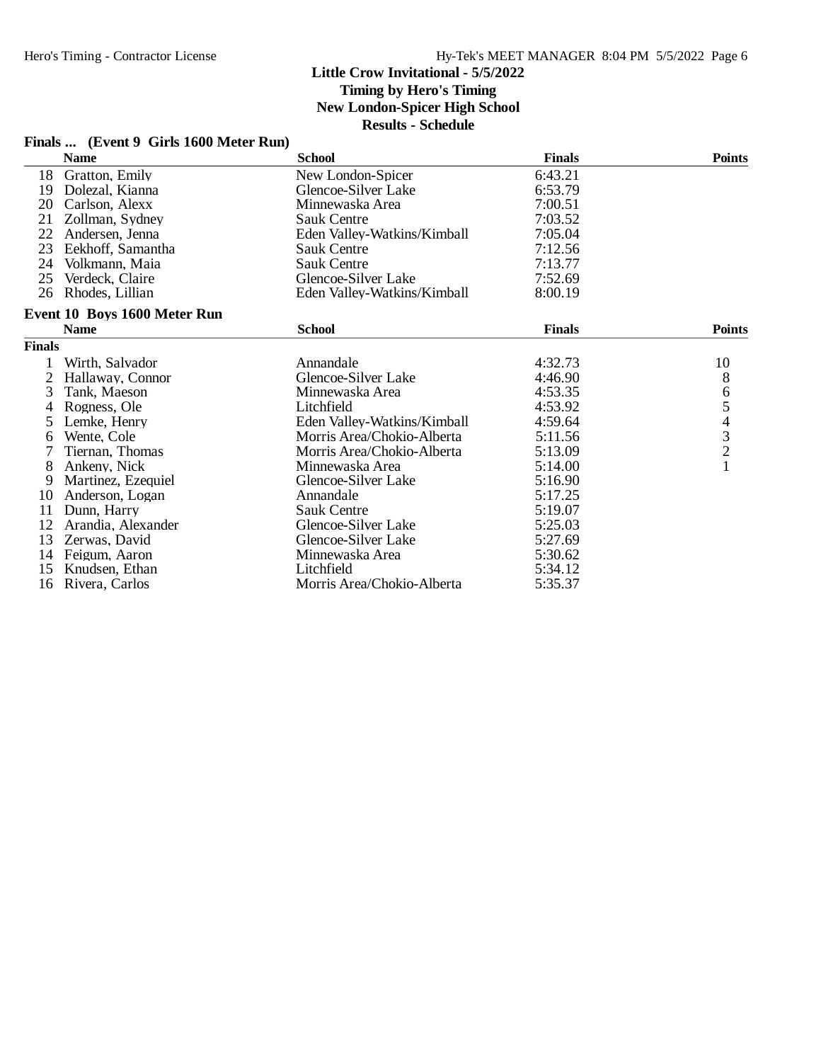**Little Crow Invitational - 5/5/2022**
**Timing by Hero's Timing**
**New London-Spicer High School**
**Results - Schedule**

### Finals ... (Event 9 Girls 1600 Meter Run)

| | Name | School | Finals | Points |
|---|---|---|---|---|
| 18 | Gratton, Emily | New London-Spicer | 6:43.21 | |
| 19 | Dolezal, Kianna | Glencoe-Silver Lake | 6:53.79 | |
| 20 | Carlson, Alexx | Minnewaska Area | 7:00.51 | |
| 21 | Zollman, Sydney | Sauk Centre | 7:03.52 | |
| 22 | Andersen, Jenna | Eden Valley-Watkins/Kimball | 7:05.04 | |
| 23 | Eekhoff, Samantha | Sauk Centre | 7:12.56 | |
| 24 | Volkmann, Maia | Sauk Centre | 7:13.77 | |
| 25 | Verdeck, Claire | Glencoe-Silver Lake | 7:52.69 | |
| 26 | Rhodes, Lillian | Eden Valley-Watkins/Kimball | 8:00.19 | |

### Event 10 Boys 1600 Meter Run

| | Name | School | Finals | Points |
|---|---|---|---|---|
| **Finals** | | | | |
| 1 | Wirth, Salvador | Annandale | 4:32.73 | 10 |
| 2 | Hallaway, Connor | Glencoe-Silver Lake | 4:46.90 | 8 |
| 3 | Tank, Maeson | Minnewaska Area | 4:53.35 | 6 |
| 4 | Rogness, Ole | Litchfield | 4:53.92 | 5 |
| 5 | Lemke, Henry | Eden Valley-Watkins/Kimball | 4:59.64 | 4 |
| 6 | Wente, Cole | Morris Area/Chokio-Alberta | 5:11.56 | 3 |
| 7 | Tiernan, Thomas | Morris Area/Chokio-Alberta | 5:13.09 | 2 |
| 8 | Ankeny, Nick | Minnewaska Area | 5:14.00 | 1 |
| 9 | Martinez, Ezequiel | Glencoe-Silver Lake | 5:16.90 | |
| 10 | Anderson, Logan | Annandale | 5:17.25 | |
| 11 | Dunn, Harry | Sauk Centre | 5:19.07 | |
| 12 | Arandia, Alexander | Glencoe-Silver Lake | 5:25.03 | |
| 13 | Zerwas, David | Glencoe-Silver Lake | 5:27.69 | |
| 14 | Feigum, Aaron | Minnewaska Area | 5:30.62 | |
| 15 | Knudsen, Ethan | Litchfield | 5:34.12 | |
| 16 | Rivera, Carlos | Morris Area/Chokio-Alberta | 5:35.37 | |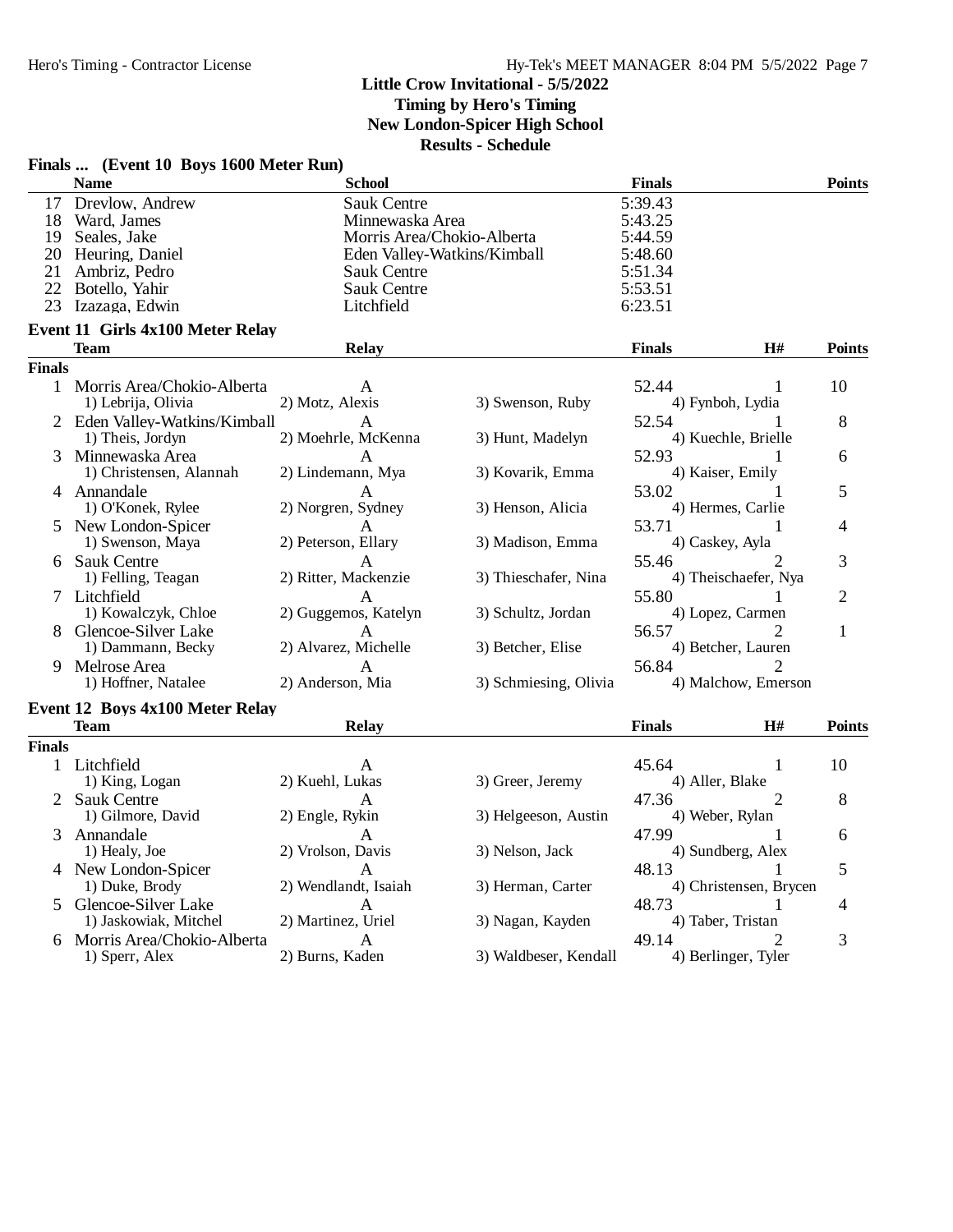# Little Crow Invitational - 5/5/2022

**Timing by Hero's Timing**

**New London-Spicer High School**

**Results - Schedule**

## Finals ... (Event 10 Boys 1600 Meter Run)

| | Name | School | Finals | Points |
|---|---|---|---|---|
| 17 | Drevlow, Andrew | Sauk Centre | 5:39.43 | |
| 18 | Ward, James | Minnewaska Area | 5:43.25 | |
| 19 | Seales, Jake | Morris Area/Chokio-Alberta | 5:44.59 | |
| 20 | Heuring, Daniel | Eden Valley-Watkins/Kimball | 5:48.60 | |
| 21 | Ambriz, Pedro | Sauk Centre | 5:51.34 | |
| 22 | Botello, Yahir | Sauk Centre | 5:53.51 | |
| 23 | Izazaga, Edwin | Litchfield | 6:23.51 | |

## Event 11 Girls 4x100 Meter Relay

| | Team | Relay | | Finals | H# | Points |
|---|---|---|---|---|---|---|
| **Finals** | | | | | | |
| 1 | Morris Area/Chokio-Alberta | A | | 52.44 | 1 | 10 |
| | 1) Lebrija, Olivia | 2) Motz, Alexis | 3) Swenson, Ruby | 4) Fynboh, Lydia | | |
| 2 | Eden Valley-Watkins/Kimball | A | | 52.54 | 1 | 8 |
| | 1) Theis, Jordyn | 2) Moehrle, McKenna | 3) Hunt, Madelyn | 4) Kuechle, Brielle | | |
| 3 | Minnewaska Area | A | | 52.93 | 1 | 6 |
| | 1) Christensen, Alannah | 2) Lindemann, Mya | 3) Kovarik, Emma | 4) Kaiser, Emily | | |
| 4 | Annandale | A | | 53.02 | 1 | 5 |
| | 1) O'Konek, Rylee | 2) Norgren, Sydney | 3) Henson, Alicia | 4) Hermes, Carlie | | |
| 5 | New London-Spicer | A | | 53.71 | 1 | 4 |
| | 1) Swenson, Maya | 2) Peterson, Ellary | 3) Madison, Emma | 4) Caskey, Ayla | | |
| 6 | Sauk Centre | A | | 55.46 | 2 | 3 |
| | 1) Felling, Teagan | 2) Ritter, Mackenzie | 3) Thieschafer, Nina | 4) Theischaefer, Nya | | |
| 7 | Litchfield | A | | 55.80 | 1 | 2 |
| | 1) Kowalczyk, Chloe | 2) Guggemos, Katelyn | 3) Schultz, Jordan | 4) Lopez, Carmen | | |
| 8 | Glencoe-Silver Lake | A | | 56.57 | 2 | 1 |
| | 1) Dammann, Becky | 2) Alvarez, Michelle | 3) Betcher, Elise | 4) Betcher, Lauren | | |
| 9 | Melrose Area | A | | 56.84 | 2 | |
| | 1) Hoffner, Natalee | 2) Anderson, Mia | 3) Schmiesing, Olivia | 4) Malchow, Emerson | | |

## Event 12 Boys 4x100 Meter Relay

| | Team | Relay | | Finals | H# | Points |
|---|---|---|---|---|---|---|
| **Finals** | | | | | | |
| 1 | Litchfield | A | | 45.64 | 1 | 10 |
| | 1) King, Logan | 2) Kuehl, Lukas | 3) Greer, Jeremy | 4) Aller, Blake | | |
| 2 | Sauk Centre | A | | 47.36 | 2 | 8 |
| | 1) Gilmore, David | 2) Engle, Rykin | 3) Helgeeson, Austin | 4) Weber, Rylan | | |
| 3 | Annandale | A | | 47.99 | 1 | 6 |
| | 1) Healy, Joe | 2) Vrolson, Davis | 3) Nelson, Jack | 4) Sundberg, Alex | | |
| 4 | New London-Spicer | A | | 48.13 | 1 | 5 |
| | 1) Duke, Brody | 2) Wendlandt, Isaiah | 3) Herman, Carter | 4) Christensen, Brycen | | |
| 5 | Glencoe-Silver Lake | A | | 48.73 | 1 | 4 |
| | 1) Jaskowiak, Mitchel | 2) Martinez, Uriel | 3) Nagan, Kayden | 4) Taber, Tristan | | |
| 6 | Morris Area/Chokio-Alberta | A | | 49.14 | 2 | 3 |
| | 1) Sperr, Alex | 2) Burns, Kaden | 3) Waldbeser, Kendall | 4) Berlinger, Tyler | | |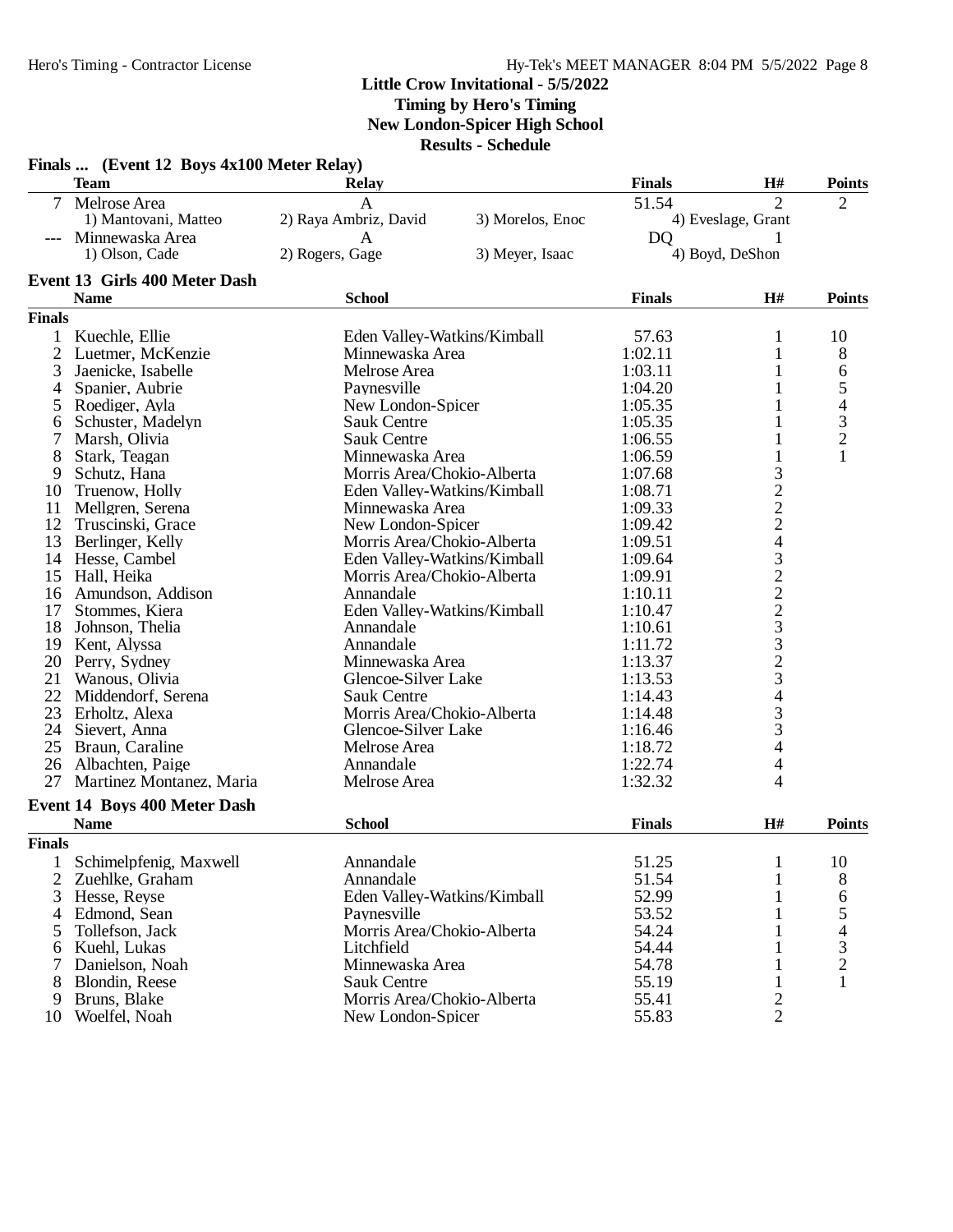**Little Crow Invitational - 5/5/2022**
**Timing by Hero's Timing**
**New London-Spicer High School**
**Results - Schedule**

### Finals ... (Event 12 Boys 4x100 Meter Relay)

| | Team | Relay | | Finals | H# | Points |
|---|---|---|---|---|---|---|
| 7 | Melrose Area | A | | 51.54 | 2 | 2 |
| | 1) Mantovani, Matteo | 2) Raya Ambriz, David | 3) Morelos, Enoc | 4) Eveslage, Grant | | |
| --- | Minnewaska Area | A | | DQ | 1 | |
| | 1) Olson, Cade | 2) Rogers, Gage | 3) Meyer, Isaac | 4) Boyd, DeShon | | |

### Event 13 Girls 400 Meter Dash

| | Name | School | Finals | H# | Points |
|---|---|---|---|---|---|
| **Finals** | | | | | |
| 1 | Kuechle, Ellie | Eden Valley-Watkins/Kimball | 57.63 | 1 | 10 |
| 2 | Luetmer, McKenzie | Minnewaska Area | 1:02.11 | 1 | 8 |
| 3 | Jaenicke, Isabelle | Melrose Area | 1:03.11 | 1 | 6 |
| 4 | Spanier, Aubrie | Paynesville | 1:04.20 | 1 | 5 |
| 5 | Roediger, Ayla | New London-Spicer | 1:05.35 | 1 | 4 |
| 6 | Schuster, Madelyn | Sauk Centre | 1:05.35 | 1 | 3 |
| 7 | Marsh, Olivia | Sauk Centre | 1:06.55 | 1 | 2 |
| 8 | Stark, Teagan | Minnewaska Area | 1:06.59 | 1 | 1 |
| 9 | Schutz, Hana | Morris Area/Chokio-Alberta | 1:07.68 | 3 | |
| 10 | Truenow, Holly | Eden Valley-Watkins/Kimball | 1:08.71 | 2 | |
| 11 | Mellgren, Serena | Minnewaska Area | 1:09.33 | 2 | |
| 12 | Truscinski, Grace | New London-Spicer | 1:09.42 | 2 | |
| 13 | Berlinger, Kelly | Morris Area/Chokio-Alberta | 1:09.51 | 4 | |
| 14 | Hesse, Cambel | Eden Valley-Watkins/Kimball | 1:09.64 | 3 | |
| 15 | Hall, Heika | Morris Area/Chokio-Alberta | 1:09.91 | 2 | |
| 16 | Amundson, Addison | Annandale | 1:10.11 | 2 | |
| 17 | Stommes, Kiera | Eden Valley-Watkins/Kimball | 1:10.47 | 2 | |
| 18 | Johnson, Thelia | Annandale | 1:10.61 | 3 | |
| 19 | Kent, Alyssa | Annandale | 1:11.72 | 3 | |
| 20 | Perry, Sydney | Minnewaska Area | 1:13.37 | 2 | |
| 21 | Wanous, Olivia | Glencoe-Silver Lake | 1:13.53 | 3 | |
| 22 | Middendorf, Serena | Sauk Centre | 1:14.43 | 4 | |
| 23 | Erholtz, Alexa | Morris Area/Chokio-Alberta | 1:14.48 | 3 | |
| 24 | Sievert, Anna | Glencoe-Silver Lake | 1:16.46 | 3 | |
| 25 | Braun, Caraline | Melrose Area | 1:18.72 | 4 | |
| 26 | Albachten, Paige | Annandale | 1:22.74 | 4 | |
| 27 | Martinez Montanez, Maria | Melrose Area | 1:32.32 | 4 | |

### Event 14 Boys 400 Meter Dash

| | Name | School | Finals | H# | Points |
|---|---|---|---|---|---|
| **Finals** | | | | | |
| 1 | Schimelpfenig, Maxwell | Annandale | 51.25 | 1 | 10 |
| 2 | Zuehlke, Graham | Annandale | 51.54 | 1 | 8 |
| 3 | Hesse, Reyse | Eden Valley-Watkins/Kimball | 52.99 | 1 | 6 |
| 4 | Edmond, Sean | Paynesville | 53.52 | 1 | 5 |
| 5 | Tollefson, Jack | Morris Area/Chokio-Alberta | 54.24 | 1 | 4 |
| 6 | Kuehl, Lukas | Litchfield | 54.44 | 1 | 3 |
| 7 | Danielson, Noah | Minnewaska Area | 54.78 | 1 | 2 |
| 8 | Blondin, Reese | Sauk Centre | 55.19 | 1 | 1 |
| 9 | Bruns, Blake | Morris Area/Chokio-Alberta | 55.41 | 2 | |
| 10 | Woelfel, Noah | New London-Spicer | 55.83 | 2 | |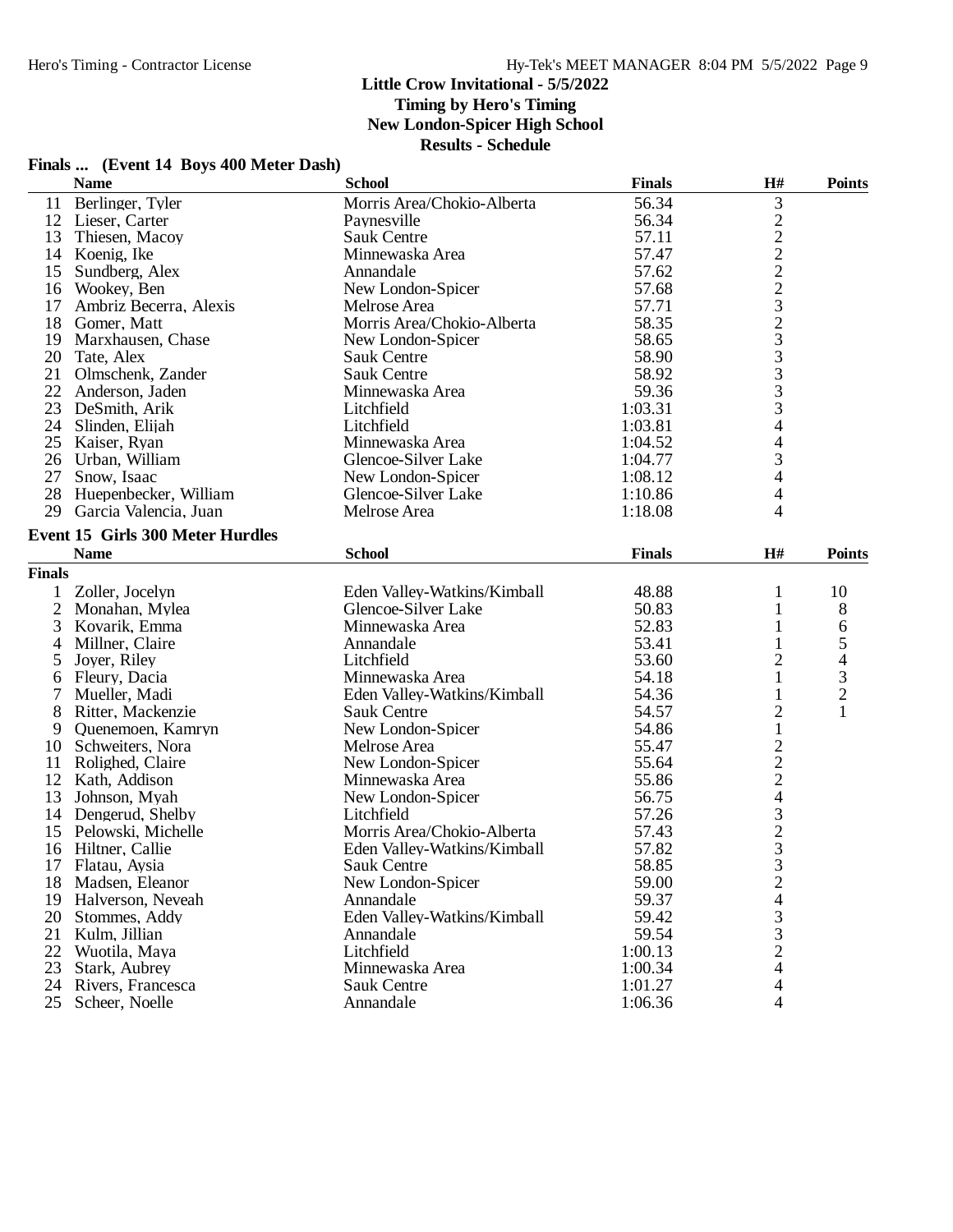**Little Crow Invitational - 5/5/2022**
**Timing by Hero's Timing**
**New London-Spicer High School**
**Results - Schedule**

### Finals ... (Event 14 Boys 400 Meter Dash)

| | Name | School | Finals | H# | Points |
|---|---|---|---|---|---|
| 11 | Berlinger, Tyler | Morris Area/Chokio-Alberta | 56.34 | 3 | |
| 12 | Lieser, Carter | Paynesville | 56.34 | 2 | |
| 13 | Thiesen, Macoy | Sauk Centre | 57.11 | 2 | |
| 14 | Koenig, Ike | Minnewaska Area | 57.47 | 2 | |
| 15 | Sundberg, Alex | Annandale | 57.62 | 2 | |
| 16 | Wookey, Ben | New London-Spicer | 57.68 | 2 | |
| 17 | Ambriz Becerra, Alexis | Melrose Area | 57.71 | 3 | |
| 18 | Gomer, Matt | Morris Area/Chokio-Alberta | 58.35 | 2 | |
| 19 | Marxhausen, Chase | New London-Spicer | 58.65 | 3 | |
| 20 | Tate, Alex | Sauk Centre | 58.90 | 3 | |
| 21 | Olmschenk, Zander | Sauk Centre | 58.92 | 3 | |
| 22 | Anderson, Jaden | Minnewaska Area | 59.36 | 3 | |
| 23 | DeSmith, Arik | Litchfield | 1:03.31 | 3 | |
| 24 | Slinden, Elijah | Litchfield | 1:03.81 | 4 | |
| 25 | Kaiser, Ryan | Minnewaska Area | 1:04.52 | 4 | |
| 26 | Urban, William | Glencoe-Silver Lake | 1:04.77 | 3 | |
| 27 | Snow, Isaac | New London-Spicer | 1:08.12 | 4 | |
| 28 | Huepenbecker, William | Glencoe-Silver Lake | 1:10.86 | 4 | |
| 29 | Garcia Valencia, Juan | Melrose Area | 1:18.08 | 4 | |

### Event 15 Girls 300 Meter Hurdles

**Finals**

| | Name | School | Finals | H# | Points |
|---|---|---|---|---|---|
| 1 | Zoller, Jocelyn | Eden Valley-Watkins/Kimball | 48.88 | 1 | 10 |
| 2 | Monahan, Mylea | Glencoe-Silver Lake | 50.83 | 1 | 8 |
| 3 | Kovarik, Emma | Minnewaska Area | 52.83 | 1 | 6 |
| 4 | Millner, Claire | Annandale | 53.41 | 1 | 5 |
| 5 | Joyer, Riley | Litchfield | 53.60 | 2 | 4 |
| 6 | Fleury, Dacia | Minnewaska Area | 54.18 | 1 | 3 |
| 7 | Mueller, Madi | Eden Valley-Watkins/Kimball | 54.36 | 1 | 2 |
| 8 | Ritter, Mackenzie | Sauk Centre | 54.57 | 2 | 1 |
| 9 | Quenemoen, Kamryn | New London-Spicer | 54.86 | 1 | |
| 10 | Schweiters, Nora | Melrose Area | 55.47 | 2 | |
| 11 | Rolighed, Claire | New London-Spicer | 55.64 | 2 | |
| 12 | Kath, Addison | Minnewaska Area | 55.86 | 2 | |
| 13 | Johnson, Myah | New London-Spicer | 56.75 | 4 | |
| 14 | Dengerud, Shelby | Litchfield | 57.26 | 3 | |
| 15 | Pelowski, Michelle | Morris Area/Chokio-Alberta | 57.43 | 2 | |
| 16 | Hiltner, Callie | Eden Valley-Watkins/Kimball | 57.82 | 3 | |
| 17 | Flatau, Aysia | Sauk Centre | 58.85 | 3 | |
| 18 | Madsen, Eleanor | New London-Spicer | 59.00 | 2 | |
| 19 | Halverson, Neveah | Annandale | 59.37 | 4 | |
| 20 | Stommes, Addy | Eden Valley-Watkins/Kimball | 59.42 | 3 | |
| 21 | Kulm, Jillian | Annandale | 59.54 | 3 | |
| 22 | Wuotila, Maya | Litchfield | 1:00.13 | 2 | |
| 23 | Stark, Aubrey | Minnewaska Area | 1:00.34 | 4 | |
| 24 | Rivers, Francesca | Sauk Centre | 1:01.27 | 4 | |
| 25 | Scheer, Noelle | Annandale | 1:06.36 | 4 | |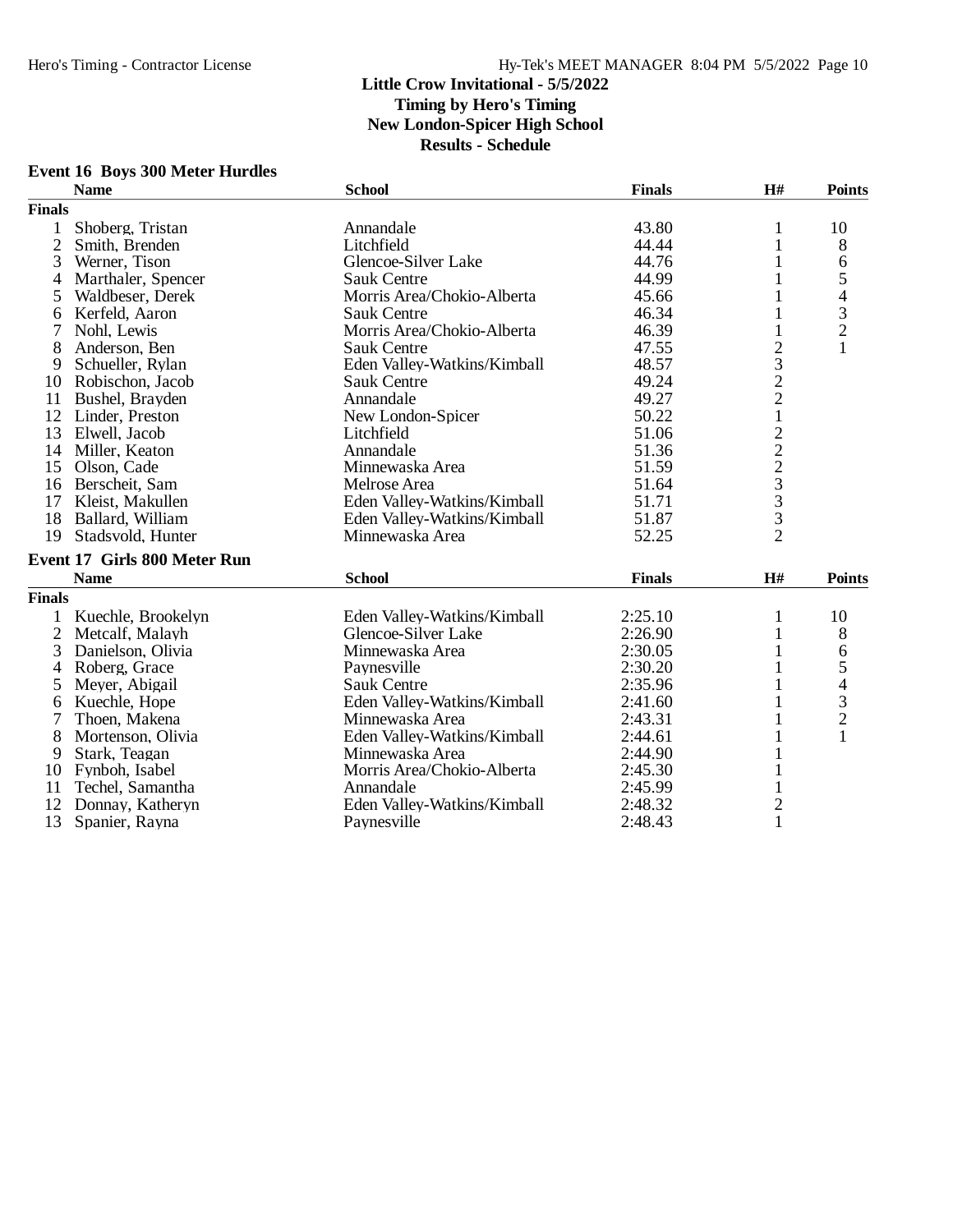# Little Crow Invitational - 5/5/2022

**Timing by Hero's Timing**

**New London-Spicer High School**

**Results - Schedule**

### Event 16 Boys 300 Meter Hurdles

| | Name | School | Finals | H# | Points |
|---|---|---|---|---|---|
| **Finals** | | | | | |
| 1 | Shoberg, Tristan | Annandale | 43.80 | 1 | 10 |
| 2 | Smith, Brenden | Litchfield | 44.44 | 1 | 8 |
| 3 | Werner, Tison | Glencoe-Silver Lake | 44.76 | 1 | 6 |
| 4 | Marthaler, Spencer | Sauk Centre | 44.99 | 1 | 5 |
| 5 | Waldbeser, Derek | Morris Area/Chokio-Alberta | 45.66 | 1 | 4 |
| 6 | Kerfeld, Aaron | Sauk Centre | 46.34 | 1 | 3 |
| 7 | Nohl, Lewis | Morris Area/Chokio-Alberta | 46.39 | 1 | 2 |
| 8 | Anderson, Ben | Sauk Centre | 47.55 | 2 | 1 |
| 9 | Schueller, Rylan | Eden Valley-Watkins/Kimball | 48.57 | 3 | |
| 10 | Robischon, Jacob | Sauk Centre | 49.24 | 2 | |
| 11 | Bushel, Brayden | Annandale | 49.27 | 2 | |
| 12 | Linder, Preston | New London-Spicer | 50.22 | 1 | |
| 13 | Elwell, Jacob | Litchfield | 51.06 | 2 | |
| 14 | Miller, Keaton | Annandale | 51.36 | 2 | |
| 15 | Olson, Cade | Minnewaska Area | 51.59 | 2 | |
| 16 | Berscheit, Sam | Melrose Area | 51.64 | 3 | |
| 17 | Kleist, Makullen | Eden Valley-Watkins/Kimball | 51.71 | 3 | |
| 18 | Ballard, William | Eden Valley-Watkins/Kimball | 51.87 | 3 | |
| 19 | Stadsvold, Hunter | Minnewaska Area | 52.25 | 2 | |

### Event 17 Girls 800 Meter Run

| | Name | School | Finals | H# | Points |
|---|---|---|---|---|---|
| **Finals** | | | | | |
| 1 | Kuechle, Brookelyn | Eden Valley-Watkins/Kimball | 2:25.10 | 1 | 10 |
| 2 | Metcalf, Malayh | Glencoe-Silver Lake | 2:26.90 | 1 | 8 |
| 3 | Danielson, Olivia | Minnewaska Area | 2:30.05 | 1 | 6 |
| 4 | Roberg, Grace | Paynesville | 2:30.20 | 1 | 5 |
| 5 | Meyer, Abigail | Sauk Centre | 2:35.96 | 1 | 4 |
| 6 | Kuechle, Hope | Eden Valley-Watkins/Kimball | 2:41.60 | 1 | 3 |
| 7 | Thoen, Makena | Minnewaska Area | 2:43.31 | 1 | 2 |
| 8 | Mortenson, Olivia | Eden Valley-Watkins/Kimball | 2:44.61 | 1 | 1 |
| 9 | Stark, Teagan | Minnewaska Area | 2:44.90 | 1 | |
| 10 | Fynboh, Isabel | Morris Area/Chokio-Alberta | 2:45.30 | 1 | |
| 11 | Techel, Samantha | Annandale | 2:45.99 | 1 | |
| 12 | Donnay, Katheryn | Eden Valley-Watkins/Kimball | 2:48.32 | 2 | |
| 13 | Spanier, Rayna | Paynesville | 2:48.43 | 1 | |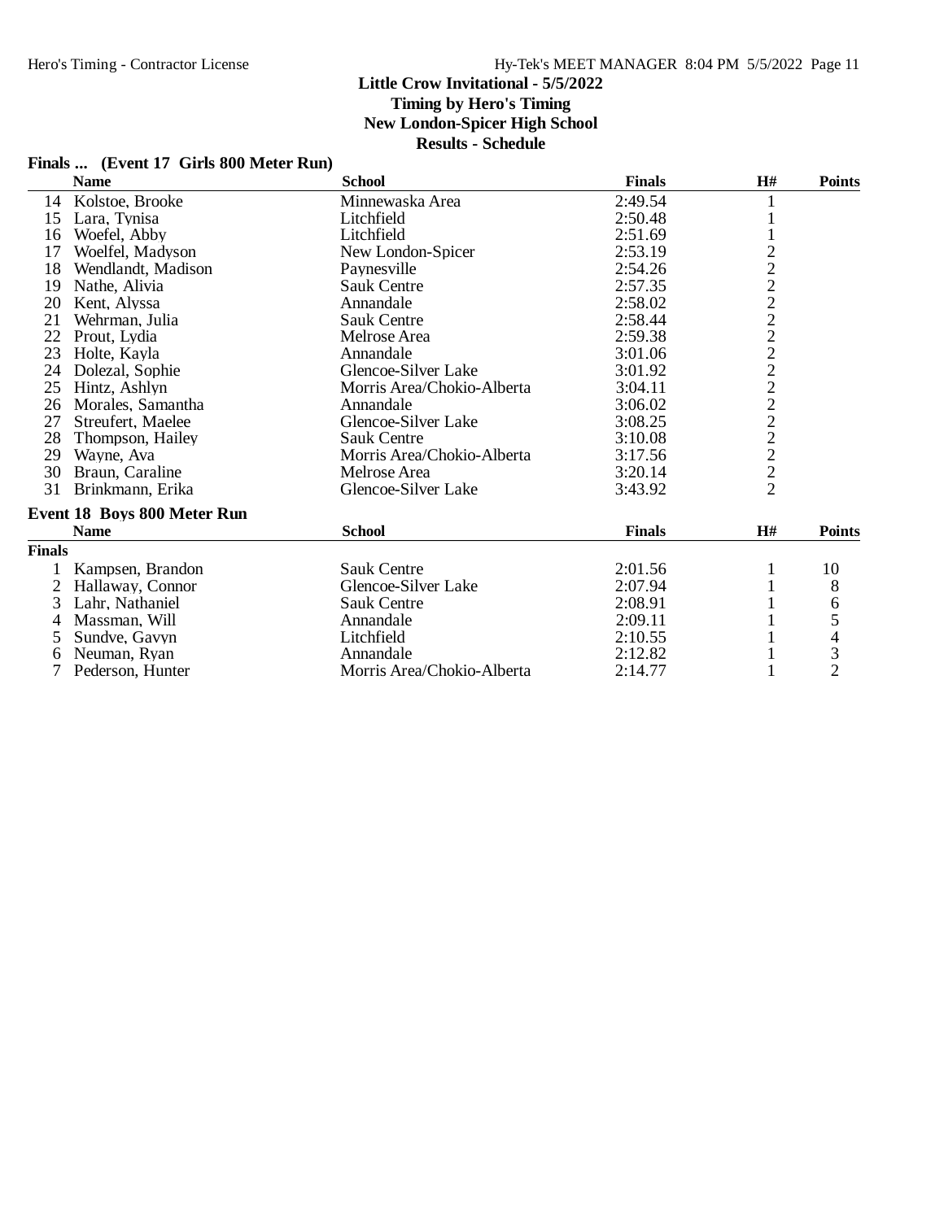**Little Crow Invitational - 5/5/2022**
**Timing by Hero's Timing**
**New London-Spicer High School**
**Results - Schedule**

### Finals ... (Event 17 Girls 800 Meter Run)

| | Name | School | Finals | H# | Points |
|---|---|---|---|---|---|
| 14 | Kolstoe, Brooke | Minnewaska Area | 2:49.54 | 1 | |
| 15 | Lara, Tynisa | Litchfield | 2:50.48 | 1 | |
| 16 | Woefel, Abby | Litchfield | 2:51.69 | 1 | |
| 17 | Woelfel, Madyson | New London-Spicer | 2:53.19 | 2 | |
| 18 | Wendlandt, Madison | Paynesville | 2:54.26 | 2 | |
| 19 | Nathe, Alivia | Sauk Centre | 2:57.35 | 2 | |
| 20 | Kent, Alyssa | Annandale | 2:58.02 | 2 | |
| 21 | Wehrman, Julia | Sauk Centre | 2:58.44 | 2 | |
| 22 | Prout, Lydia | Melrose Area | 2:59.38 | 2 | |
| 23 | Holte, Kayla | Annandale | 3:01.06 | 2 | |
| 24 | Dolezal, Sophie | Glencoe-Silver Lake | 3:01.92 | 2 | |
| 25 | Hintz, Ashlyn | Morris Area/Chokio-Alberta | 3:04.11 | 2 | |
| 26 | Morales, Samantha | Annandale | 3:06.02 | 2 | |
| 27 | Streufert, Maelee | Glencoe-Silver Lake | 3:08.25 | 2 | |
| 28 | Thompson, Hailey | Sauk Centre | 3:10.08 | 2 | |
| 29 | Wayne, Ava | Morris Area/Chokio-Alberta | 3:17.56 | 2 | |
| 30 | Braun, Caraline | Melrose Area | 3:20.14 | 2 | |
| 31 | Brinkmann, Erika | Glencoe-Silver Lake | 3:43.92 | 2 | |

### Event 18 Boys 800 Meter Run

| | Name | School | Finals | H# | Points |
|---|---|---|---|---|---|
| **Finals** | | | | | |
| 1 | Kampsen, Brandon | Sauk Centre | 2:01.56 | 1 | 10 |
| 2 | Hallaway, Connor | Glencoe-Silver Lake | 2:07.94 | 1 | 8 |
| 3 | Lahr, Nathaniel | Sauk Centre | 2:08.91 | 1 | 6 |
| 4 | Massman, Will | Annandale | 2:09.11 | 1 | 5 |
| 5 | Sundve, Gavyn | Litchfield | 2:10.55 | 1 | 4 |
| 6 | Neuman, Ryan | Annandale | 2:12.82 | 1 | 3 |
| 7 | Pederson, Hunter | Morris Area/Chokio-Alberta | 2:14.77 | 1 | 2 |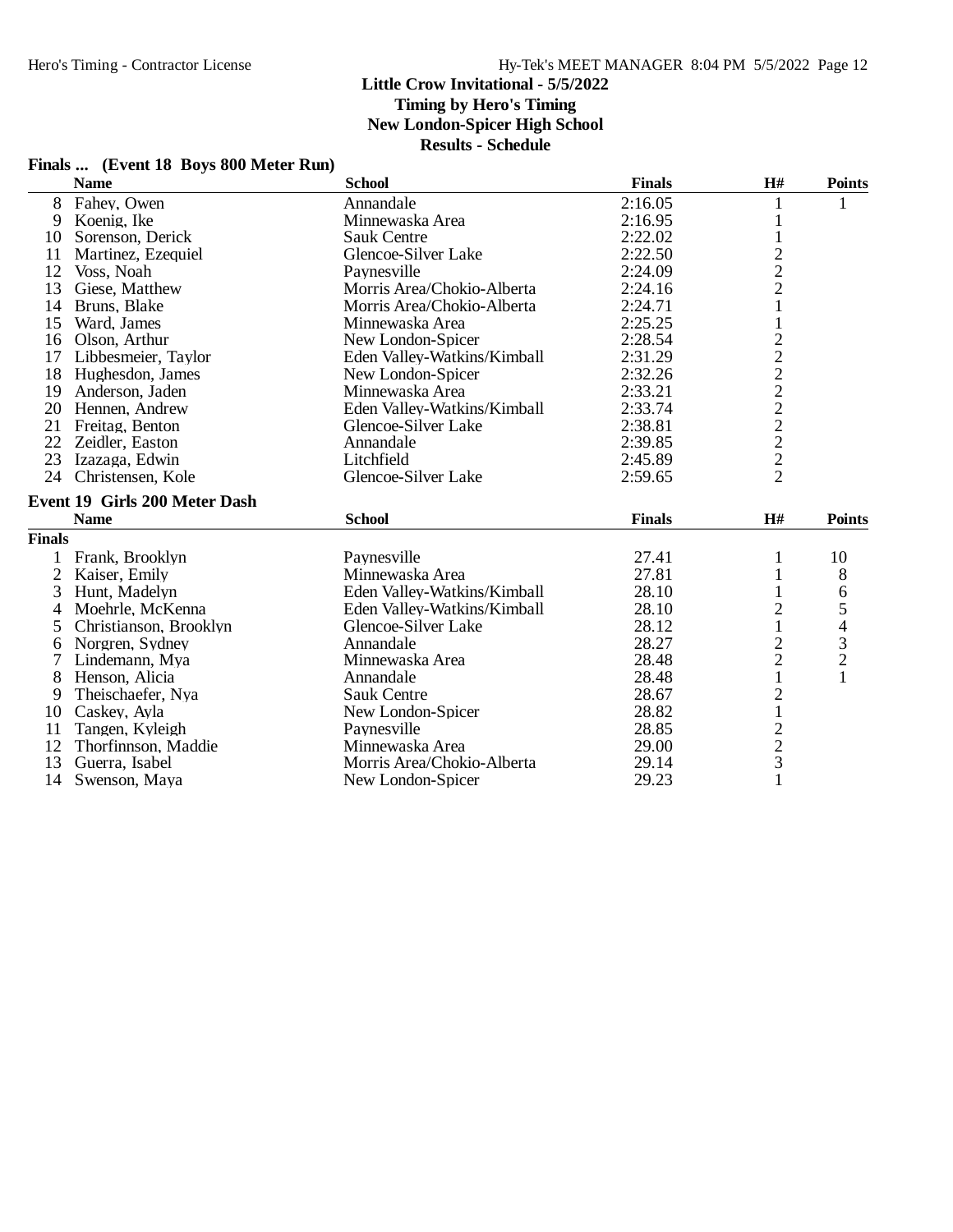**Little Crow Invitational - 5/5/2022**
**Timing by Hero's Timing**
**New London-Spicer High School**
**Results - Schedule**

### Finals ... (Event 18 Boys 800 Meter Run)

| | Name | School | Finals | H# | Points |
|---|---|---|---|---|---|
| 8 | Fahey, Owen | Annandale | 2:16.05 | 1 | 1 |
| 9 | Koenig, Ike | Minnewaska Area | 2:16.95 | 1 | |
| 10 | Sorenson, Derick | Sauk Centre | 2:22.02 | 1 | |
| 11 | Martinez, Ezequiel | Glencoe-Silver Lake | 2:22.50 | 2 | |
| 12 | Voss, Noah | Paynesville | 2:24.09 | 2 | |
| 13 | Giese, Matthew | Morris Area/Chokio-Alberta | 2:24.16 | 2 | |
| 14 | Bruns, Blake | Morris Area/Chokio-Alberta | 2:24.71 | 1 | |
| 15 | Ward, James | Minnewaska Area | 2:25.25 | 1 | |
| 16 | Olson, Arthur | New London-Spicer | 2:28.54 | 2 | |
| 17 | Libbesmeier, Taylor | Eden Valley-Watkins/Kimball | 2:31.29 | 2 | |
| 18 | Hughesdon, James | New London-Spicer | 2:32.26 | 2 | |
| 19 | Anderson, Jaden | Minnewaska Area | 2:33.21 | 2 | |
| 20 | Hennen, Andrew | Eden Valley-Watkins/Kimball | 2:33.74 | 2 | |
| 21 | Freitag, Benton | Glencoe-Silver Lake | 2:38.81 | 2 | |
| 22 | Zeidler, Easton | Annandale | 2:39.85 | 2 | |
| 23 | Izazaga, Edwin | Litchfield | 2:45.89 | 2 | |
| 24 | Christensen, Kole | Glencoe-Silver Lake | 2:59.65 | 2 | |

### Event 19 Girls 200 Meter Dash

| | Name | School | Finals | H# | Points |
|---|---|---|---|---|---|
| **Finals** | | | | | |
| 1 | Frank, Brooklyn | Paynesville | 27.41 | 1 | 10 |
| 2 | Kaiser, Emily | Minnewaska Area | 27.81 | 1 | 8 |
| 3 | Hunt, Madelyn | Eden Valley-Watkins/Kimball | 28.10 | 1 | 6 |
| 4 | Moehrle, McKenna | Eden Valley-Watkins/Kimball | 28.10 | 2 | 5 |
| 5 | Christianson, Brooklyn | Glencoe-Silver Lake | 28.12 | 1 | 4 |
| 6 | Norgren, Sydney | Annandale | 28.27 | 2 | 3 |
| 7 | Lindemann, Mya | Minnewaska Area | 28.48 | 2 | 2 |
| 8 | Henson, Alicia | Annandale | 28.48 | 1 | 1 |
| 9 | Theischaefer, Nya | Sauk Centre | 28.67 | 2 | |
| 10 | Caskey, Ayla | New London-Spicer | 28.82 | 1 | |
| 11 | Tangen, Kyleigh | Paynesville | 28.85 | 2 | |
| 12 | Thorfinnson, Maddie | Minnewaska Area | 29.00 | 2 | |
| 13 | Guerra, Isabel | Morris Area/Chokio-Alberta | 29.14 | 3 | |
| 14 | Swenson, Maya | New London-Spicer | 29.23 | 1 | |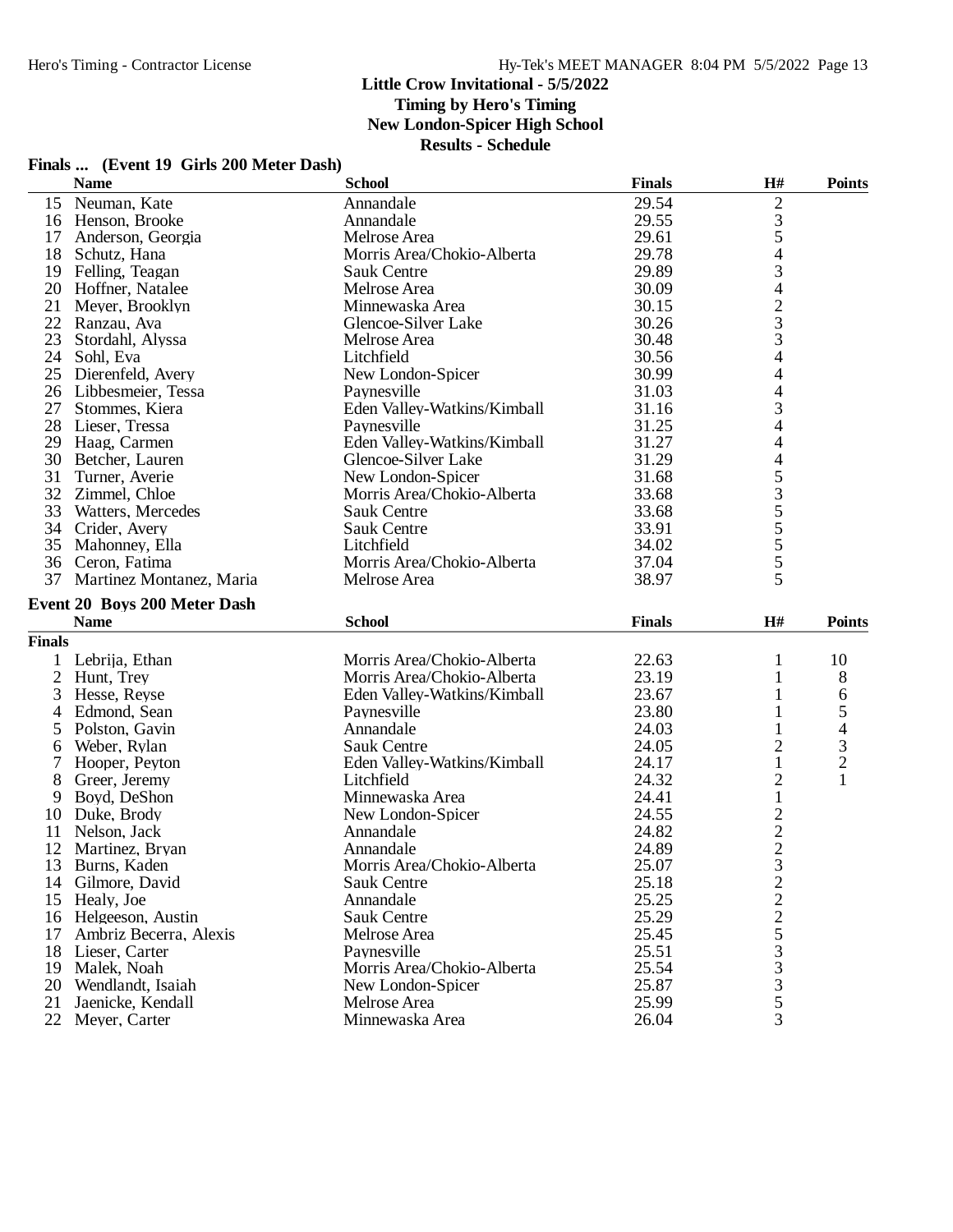# Little Crow Invitational - 5/5/2022

**Timing by Hero's Timing**

**New London-Spicer High School**

**Results - Schedule**

## Finals ... (Event 19 Girls 200 Meter Dash)

| | Name | School | Finals | H# | Points |
|---|---|---|---|---|---|
| 15 | Neuman, Kate | Annandale | 29.54 | 2 | |
| 16 | Henson, Brooke | Annandale | 29.55 | 3 | |
| 17 | Anderson, Georgia | Melrose Area | 29.61 | 5 | |
| 18 | Schutz, Hana | Morris Area/Chokio-Alberta | 29.78 | 4 | |
| 19 | Felling, Teagan | Sauk Centre | 29.89 | 3 | |
| 20 | Hoffner, Natalee | Melrose Area | 30.09 | 4 | |
| 21 | Meyer, Brooklyn | Minnewaska Area | 30.15 | 2 | |
| 22 | Ranzau, Ava | Glencoe-Silver Lake | 30.26 | 3 | |
| 23 | Stordahl, Alyssa | Melrose Area | 30.48 | 3 | |
| 24 | Sohl, Eva | Litchfield | 30.56 | 4 | |
| 25 | Dierenfeld, Avery | New London-Spicer | 30.99 | 4 | |
| 26 | Libbesmeier, Tessa | Paynesville | 31.03 | 4 | |
| 27 | Stommes, Kiera | Eden Valley-Watkins/Kimball | 31.16 | 3 | |
| 28 | Lieser, Tressa | Paynesville | 31.25 | 4 | |
| 29 | Haag, Carmen | Eden Valley-Watkins/Kimball | 31.27 | 4 | |
| 30 | Betcher, Lauren | Glencoe-Silver Lake | 31.29 | 4 | |
| 31 | Turner, Averie | New London-Spicer | 31.68 | 5 | |
| 32 | Zimmel, Chloe | Morris Area/Chokio-Alberta | 33.68 | 3 | |
| 33 | Watters, Mercedes | Sauk Centre | 33.68 | 5 | |
| 34 | Crider, Avery | Sauk Centre | 33.91 | 5 | |
| 35 | Mahonney, Ella | Litchfield | 34.02 | 5 | |
| 36 | Ceron, Fatima | Morris Area/Chokio-Alberta | 37.04 | 5 | |
| 37 | Martinez Montanez, Maria | Melrose Area | 38.97 | 5 | |

## Event 20 Boys 200 Meter Dash

| | Name | School | Finals | H# | Points |
|---|---|---|---|---|---|
| **Finals** | | | | | |
| 1 | Lebrija, Ethan | Morris Area/Chokio-Alberta | 22.63 | 1 | 10 |
| 2 | Hunt, Trey | Morris Area/Chokio-Alberta | 23.19 | 1 | 8 |
| 3 | Hesse, Reyse | Eden Valley-Watkins/Kimball | 23.67 | 1 | 6 |
| 4 | Edmond, Sean | Paynesville | 23.80 | 1 | 5 |
| 5 | Polston, Gavin | Annandale | 24.03 | 1 | 4 |
| 6 | Weber, Rylan | Sauk Centre | 24.05 | 2 | 3 |
| 7 | Hooper, Peyton | Eden Valley-Watkins/Kimball | 24.17 | 1 | 2 |
| 8 | Greer, Jeremy | Litchfield | 24.32 | 2 | 1 |
| 9 | Boyd, DeShon | Minnewaska Area | 24.41 | 1 | |
| 10 | Duke, Brody | New London-Spicer | 24.55 | 2 | |
| 11 | Nelson, Jack | Annandale | 24.82 | 2 | |
| 12 | Martinez, Bryan | Annandale | 24.89 | 2 | |
| 13 | Burns, Kaden | Morris Area/Chokio-Alberta | 25.07 | 3 | |
| 14 | Gilmore, David | Sauk Centre | 25.18 | 2 | |
| 15 | Healy, Joe | Annandale | 25.25 | 2 | |
| 16 | Helgeeson, Austin | Sauk Centre | 25.29 | 2 | |
| 17 | Ambriz Becerra, Alexis | Melrose Area | 25.45 | 5 | |
| 18 | Lieser, Carter | Paynesville | 25.51 | 3 | |
| 19 | Malek, Noah | Morris Area/Chokio-Alberta | 25.54 | 3 | |
| 20 | Wendlandt, Isaiah | New London-Spicer | 25.87 | 3 | |
| 21 | Jaenicke, Kendall | Melrose Area | 25.99 | 5 | |
| 22 | Meyer, Carter | Minnewaska Area | 26.04 | 3 | |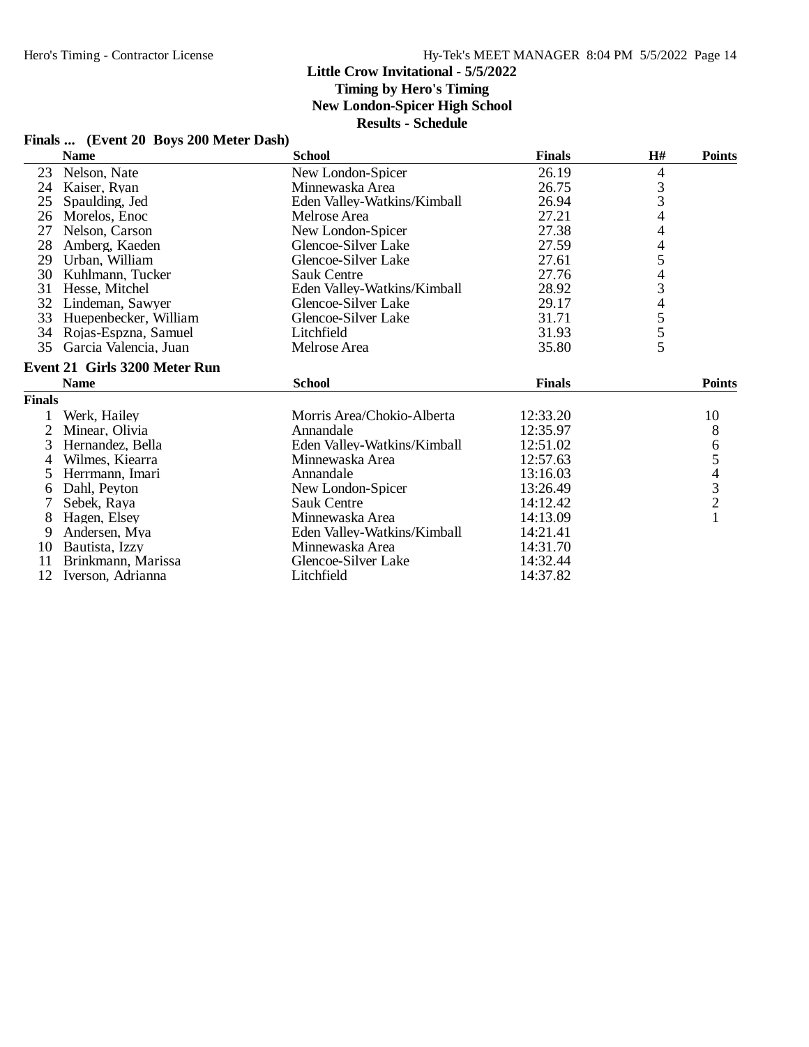# Little Crow Invitational - 5/5/2022

**Timing by Hero's Timing**
**New London-Spicer High School**
**Results - Schedule**

### Finals ... (Event 20 Boys 200 Meter Dash)

| | Name | School | Finals | H# | Points |
|---|---|---|---|---|---|
| 23 | Nelson, Nate | New London-Spicer | 26.19 | 4 | |
| 24 | Kaiser, Ryan | Minnewaska Area | 26.75 | 3 | |
| 25 | Spaulding, Jed | Eden Valley-Watkins/Kimball | 26.94 | 3 | |
| 26 | Morelos, Enoc | Melrose Area | 27.21 | 4 | |
| 27 | Nelson, Carson | New London-Spicer | 27.38 | 4 | |
| 28 | Amberg, Kaeden | Glencoe-Silver Lake | 27.59 | 4 | |
| 29 | Urban, William | Glencoe-Silver Lake | 27.61 | 5 | |
| 30 | Kuhlmann, Tucker | Sauk Centre | 27.76 | 4 | |
| 31 | Hesse, Mitchel | Eden Valley-Watkins/Kimball | 28.92 | 3 | |
| 32 | Lindeman, Sawyer | Glencoe-Silver Lake | 29.17 | 4 | |
| 33 | Huepenbecker, William | Glencoe-Silver Lake | 31.71 | 5 | |
| 34 | Rojas-Espzna, Samuel | Litchfield | 31.93 | 5 | |
| 35 | Garcia Valencia, Juan | Melrose Area | 35.80 | 5 | |

### Event 21 Girls 3200 Meter Run

| | Name | School | Finals | Points |
|---|---|---|---|---|
| **Finals** | | | | |
| 1 | Werk, Hailey | Morris Area/Chokio-Alberta | 12:33.20 | 10 |
| 2 | Minear, Olivia | Annandale | 12:35.97 | 8 |
| 3 | Hernandez, Bella | Eden Valley-Watkins/Kimball | 12:51.02 | 6 |
| 4 | Wilmes, Kiearra | Minnewaska Area | 12:57.63 | 5 |
| 5 | Herrmann, Imari | Annandale | 13:16.03 | 4 |
| 6 | Dahl, Peyton | New London-Spicer | 13:26.49 | 3 |
| 7 | Sebek, Raya | Sauk Centre | 14:12.42 | 2 |
| 8 | Hagen, Elsey | Minnewaska Area | 14:13.09 | 1 |
| 9 | Andersen, Mya | Eden Valley-Watkins/Kimball | 14:21.41 | |
| 10 | Bautista, Izzy | Minnewaska Area | 14:31.70 | |
| 11 | Brinkmann, Marissa | Glencoe-Silver Lake | 14:32.44 | |
| 12 | Iverson, Adrianna | Litchfield | 14:37.82 | |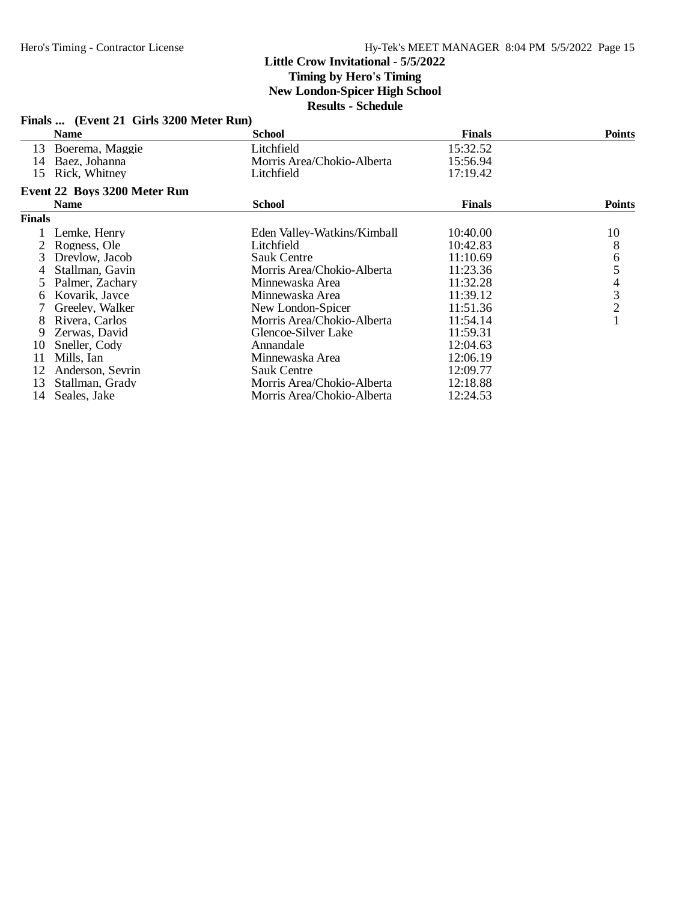## Little Crow Invitational - 5/5/2022

**Timing by Hero's Timing**

**New London-Spicer High School**

**Results - Schedule**

### Finals ... (Event 21 Girls 3200 Meter Run)

| | Name | School | Finals | Points |
|---|---|---|---|---|
| 13 | Boerema, Maggie | Litchfield | 15:32.52 | |
| 14 | Baez, Johanna | Morris Area/Chokio-Alberta | 15:56.94 | |
| 15 | Rick, Whitney | Litchfield | 17:19.42 | |

### Event 22 Boys 3200 Meter Run

| | Name | School | Finals | Points |
|---|---|---|---|---|
| **Finals** | | | | |
| 1 | Lemke, Henry | Eden Valley-Watkins/Kimball | 10:40.00 | 10 |
| 2 | Rogness, Ole | Litchfield | 10:42.83 | 8 |
| 3 | Drevlow, Jacob | Sauk Centre | 11:10.69 | 6 |
| 4 | Stallman, Gavin | Morris Area/Chokio-Alberta | 11:23.36 | 5 |
| 5 | Palmer, Zachary | Minnewaska Area | 11:32.28 | 4 |
| 6 | Kovarik, Jayce | Minnewaska Area | 11:39.12 | 3 |
| 7 | Greeley, Walker | New London-Spicer | 11:51.36 | 2 |
| 8 | Rivera, Carlos | Morris Area/Chokio-Alberta | 11:54.14 | 1 |
| 9 | Zerwas, David | Glencoe-Silver Lake | 11:59.31 | |
| 10 | Sneller, Cody | Annandale | 12:04.63 | |
| 11 | Mills, Ian | Minnewaska Area | 12:06.19 | |
| 12 | Anderson, Sevrin | Sauk Centre | 12:09.77 | |
| 13 | Stallman, Grady | Morris Area/Chokio-Alberta | 12:18.88 | |
| 14 | Seales, Jake | Morris Area/Chokio-Alberta | 12:24.53 | |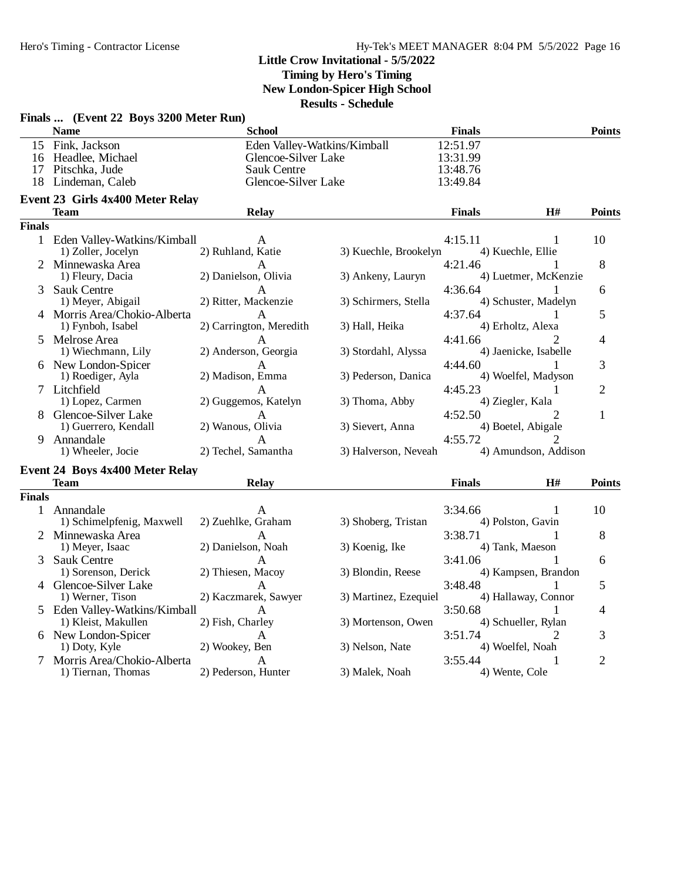**Little Crow Invitational - 5/5/2022**
**Timing by Hero's Timing**
**New London-Spicer High School**
**Results - Schedule**

## Finals ... (Event 22 Boys 3200 Meter Run)

| | Name | School | Finals | Points |
|---|---|---|---|---|
| 15 | Fink, Jackson | Eden Valley-Watkins/Kimball | 12:51.97 | |
| 16 | Headlee, Michael | Glencoe-Silver Lake | 13:31.99 | |
| 17 | Pitschka, Jude | Sauk Centre | 13:48.76 | |
| 18 | Lindeman, Caleb | Glencoe-Silver Lake | 13:49.84 | |

## Event 23 Girls 4x400 Meter Relay

| | Team | Relay | | Finals | H# | Points |
|---|---|---|---|---|---|---|
| **Finals** | | | | | | |
| 1 | Eden Valley-Watkins/Kimball | A | | 4:15.11 | 1 | 10 |
| | 1) Zoller, Jocelyn | 2) Ruhland, Katie | 3) Kuechle, Brookelyn | 4) Kuechle, Ellie | | |
| 2 | Minnewaska Area | A | | 4:21.46 | 1 | 8 |
| | 1) Fleury, Dacia | 2) Danielson, Olivia | 3) Ankeny, Lauryn | 4) Luetmer, McKenzie | | |
| 3 | Sauk Centre | A | | 4:36.64 | 1 | 6 |
| | 1) Meyer, Abigail | 2) Ritter, Mackenzie | 3) Schirmers, Stella | 4) Schuster, Madelyn | | |
| 4 | Morris Area/Chokio-Alberta | A | | 4:37.64 | 1 | 5 |
| | 1) Fynboh, Isabel | 2) Carrington, Meredith | 3) Hall, Heika | 4) Erholtz, Alexa | | |
| 5 | Melrose Area | A | | 4:41.66 | 2 | 4 |
| | 1) Wiechmann, Lily | 2) Anderson, Georgia | 3) Stordahl, Alyssa | 4) Jaenicke, Isabelle | | |
| 6 | New London-Spicer | A | | 4:44.60 | 1 | 3 |
| | 1) Roediger, Ayla | 2) Madison, Emma | 3) Pederson, Danica | 4) Woelfel, Madyson | | |
| 7 | Litchfield | A | | 4:45.23 | 1 | 2 |
| | 1) Lopez, Carmen | 2) Guggemos, Katelyn | 3) Thoma, Abby | 4) Ziegler, Kala | | |
| 8 | Glencoe-Silver Lake | A | | 4:52.50 | 2 | 1 |
| | 1) Guerrero, Kendall | 2) Wanous, Olivia | 3) Sievert, Anna | 4) Boetel, Abigale | | |
| 9 | Annandale | A | | 4:55.72 | 2 | |
| | 1) Wheeler, Jocie | 2) Techel, Samantha | 3) Halverson, Neveah | 4) Amundson, Addison | | |

## Event 24 Boys 4x400 Meter Relay

| | Team | Relay | | Finals | H# | Points |
|---|---|---|---|---|---|---|
| **Finals** | | | | | | |
| 1 | Annandale | A | | 3:34.66 | 1 | 10 |
| | 1) Schimelpfenig, Maxwell | 2) Zuehlke, Graham | 3) Shoberg, Tristan | 4) Polston, Gavin | | |
| 2 | Minnewaska Area | A | | 3:38.71 | 1 | 8 |
| | 1) Meyer, Isaac | 2) Danielson, Noah | 3) Koenig, Ike | 4) Tank, Maeson | | |
| 3 | Sauk Centre | A | | 3:41.06 | 1 | 6 |
| | 1) Sorenson, Derick | 2) Thiesen, Macoy | 3) Blondin, Reese | 4) Kampsen, Brandon | | |
| 4 | Glencoe-Silver Lake | A | | 3:48.48 | 1 | 5 |
| | 1) Werner, Tison | 2) Kaczmarek, Sawyer | 3) Martinez, Ezequiel | 4) Hallaway, Connor | | |
| 5 | Eden Valley-Watkins/Kimball | A | | 3:50.68 | 1 | 4 |
| | 1) Kleist, Makullen | 2) Fish, Charley | 3) Mortenson, Owen | 4) Schueller, Rylan | | |
| 6 | New London-Spicer | A | | 3:51.74 | 2 | 3 |
| | 1) Doty, Kyle | 2) Wookey, Ben | 3) Nelson, Nate | 4) Woelfel, Noah | | |
| 7 | Morris Area/Chokio-Alberta | A | | 3:55.44 | 1 | 2 |
| | 1) Tiernan, Thomas | 2) Pederson, Hunter | 3) Malek, Noah | 4) Wente, Cole | | |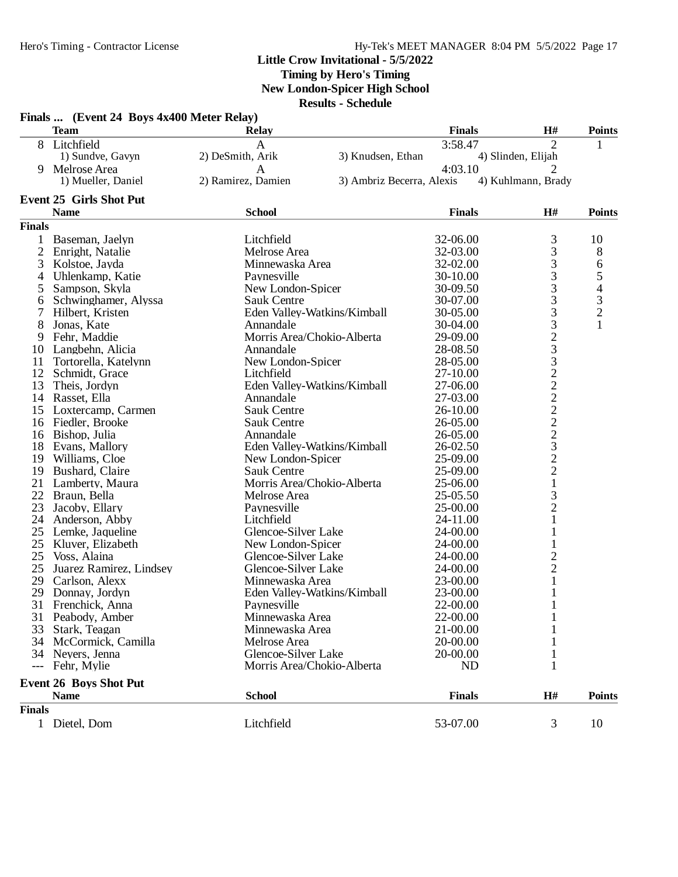**Little Crow Invitational - 5/5/2022**
**Timing by Hero's Timing**
**New London-Spicer High School**
**Results - Schedule**

### Finals ... (Event 24 Boys 4x400 Meter Relay)

| | Team | Relay | | Finals | H# | Points |
|---|---|---|---|---|---|---|
| 8 | Litchfield | A | | 3:58.47 | 2 | 1 |
| | 1) Sundve, Gavyn | 2) DeSmith, Arik | 3) Knudsen, Ethan | 4) Slinden, Elijah | | |
| 9 | Melrose Area | A | | 4:03.10 | 2 | |
| | 1) Mueller, Daniel | 2) Ramirez, Damien | 3) Ambriz Becerra, Alexis | 4) Kuhlmann, Brady | | |

### Event 25 Girls Shot Put

**Finals**

| | Name | School | Finals | H# | Points |
|---|---|---|---|---|---|
| 1 | Baseman, Jaelyn | Litchfield | 32-06.00 | 3 | 10 |
| 2 | Enright, Natalie | Melrose Area | 32-03.00 | 3 | 8 |
| 3 | Kolstoe, Jayda | Minnewaska Area | 32-02.00 | 3 | 6 |
| 4 | Uhlenkamp, Katie | Paynesville | 30-10.00 | 3 | 5 |
| 5 | Sampson, Skyla | New London-Spicer | 30-09.50 | 3 | 4 |
| 6 | Schwinghamer, Alyssa | Sauk Centre | 30-07.00 | 3 | 3 |
| 7 | Hilbert, Kristen | Eden Valley-Watkins/Kimball | 30-05.00 | 3 | 2 |
| 8 | Jonas, Kate | Annandale | 30-04.00 | 3 | 1 |
| 9 | Fehr, Maddie | Morris Area/Chokio-Alberta | 29-09.00 | 2 | |
| 10 | Langbehn, Alicia | Annandale | 28-08.50 | 3 | |
| 11 | Tortorella, Katelynn | New London-Spicer | 28-05.00 | 3 | |
| 12 | Schmidt, Grace | Litchfield | 27-10.00 | 2 | |
| 13 | Theis, Jordyn | Eden Valley-Watkins/Kimball | 27-06.00 | 2 | |
| 14 | Rasset, Ella | Annandale | 27-03.00 | 2 | |
| 15 | Loxtercamp, Carmen | Sauk Centre | 26-10.00 | 2 | |
| 16 | Fiedler, Brooke | Sauk Centre | 26-05.00 | 2 | |
| 16 | Bishop, Julia | Annandale | 26-05.00 | 2 | |
| 18 | Evans, Mallory | Eden Valley-Watkins/Kimball | 26-02.50 | 3 | |
| 19 | Williams, Cloe | New London-Spicer | 25-09.00 | 2 | |
| 19 | Bushard, Claire | Sauk Centre | 25-09.00 | 2 | |
| 21 | Lamberty, Maura | Morris Area/Chokio-Alberta | 25-06.00 | 1 | |
| 22 | Braun, Bella | Melrose Area | 25-05.50 | 3 | |
| 23 | Jacoby, Ellary | Paynesville | 25-00.00 | 2 | |
| 24 | Anderson, Abby | Litchfield | 24-11.00 | 1 | |
| 25 | Lemke, Jaqueline | Glencoe-Silver Lake | 24-00.00 | 1 | |
| 25 | Kluver, Elizabeth | New London-Spicer | 24-00.00 | 1 | |
| 25 | Voss, Alaina | Glencoe-Silver Lake | 24-00.00 | 2 | |
| 25 | Juarez Ramirez, Lindsey | Glencoe-Silver Lake | 24-00.00 | 2 | |
| 29 | Carlson, Alexx | Minnewaska Area | 23-00.00 | 1 | |
| 29 | Donnay, Jordyn | Eden Valley-Watkins/Kimball | 23-00.00 | 1 | |
| 31 | Frenchick, Anna | Paynesville | 22-00.00 | 1 | |
| 31 | Peabody, Amber | Minnewaska Area | 22-00.00 | 1 | |
| 33 | Stark, Teagan | Minnewaska Area | 21-00.00 | 1 | |
| 34 | McCormick, Camilla | Melrose Area | 20-00.00 | 1 | |
| 34 | Neyers, Jenna | Glencoe-Silver Lake | 20-00.00 | 1 | |
| --- | Fehr, Mylie | Morris Area/Chokio-Alberta | ND | 1 | |

### Event 26 Boys Shot Put

**Finals**

| | Name | School | Finals | H# | Points |
|---|---|---|---|---|---|
| 1 | Dietel, Dom | Litchfield | 53-07.00 | 3 | 10 |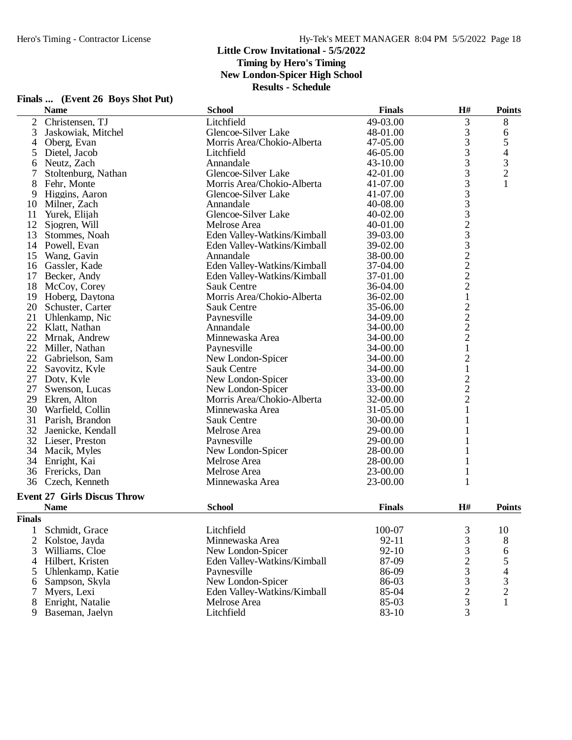## Little Crow Invitational - 5/5/2022

**Timing by Hero's Timing**

**New London-Spicer High School**

**Results - Schedule**

### Finals ... (Event 26 Boys Shot Put)

| | Name | School | Finals | H# | Points |
|---|---|---|---|---|---|
| 2 | Christensen, TJ | Litchfield | 49-03.00 | 3 | 8 |
| 3 | Jaskowiak, Mitchel | Glencoe-Silver Lake | 48-01.00 | 3 | 6 |
| 4 | Oberg, Evan | Morris Area/Chokio-Alberta | 47-05.00 | 3 | 5 |
| 5 | Dietel, Jacob | Litchfield | 46-05.00 | 3 | 4 |
| 6 | Neutz, Zach | Annandale | 43-10.00 | 3 | 3 |
| 7 | Stoltenburg, Nathan | Glencoe-Silver Lake | 42-01.00 | 3 | 2 |
| 8 | Fehr, Monte | Morris Area/Chokio-Alberta | 41-07.00 | 3 | 1 |
| 9 | Higgins, Aaron | Glencoe-Silver Lake | 41-07.00 | 3 | |
| 10 | Milner, Zach | Annandale | 40-08.00 | 3 | |
| 11 | Yurek, Elijah | Glencoe-Silver Lake | 40-02.00 | 3 | |
| 12 | Sjogren, Will | Melrose Area | 40-01.00 | 2 | |
| 13 | Stommes, Noah | Eden Valley-Watkins/Kimball | 39-03.00 | 3 | |
| 14 | Powell, Evan | Eden Valley-Watkins/Kimball | 39-02.00 | 3 | |
| 15 | Wang, Gavin | Annandale | 38-00.00 | 2 | |
| 16 | Gassler, Kade | Eden Valley-Watkins/Kimball | 37-04.00 | 2 | |
| 17 | Becker, Andy | Eden Valley-Watkins/Kimball | 37-01.00 | 2 | |
| 18 | McCoy, Corey | Sauk Centre | 36-04.00 | 2 | |
| 19 | Hoberg, Daytona | Morris Area/Chokio-Alberta | 36-02.00 | 1 | |
| 20 | Schuster, Carter | Sauk Centre | 35-06.00 | 2 | |
| 21 | Uhlenkamp, Nic | Paynesville | 34-09.00 | 2 | |
| 22 | Klatt, Nathan | Annandale | 34-00.00 | 2 | |
| 22 | Mrnak, Andrew | Minnewaska Area | 34-00.00 | 2 | |
| 22 | Miller, Nathan | Paynesville | 34-00.00 | 1 | |
| 22 | Gabrielson, Sam | New London-Spicer | 34-00.00 | 2 | |
| 22 | Sayovitz, Kyle | Sauk Centre | 34-00.00 | 1 | |
| 27 | Doty, Kyle | New London-Spicer | 33-00.00 | 2 | |
| 27 | Swenson, Lucas | New London-Spicer | 33-00.00 | 2 | |
| 29 | Ekren, Alton | Morris Area/Chokio-Alberta | 32-00.00 | 2 | |
| 30 | Warfield, Collin | Minnewaska Area | 31-05.00 | 1 | |
| 31 | Parish, Brandon | Sauk Centre | 30-00.00 | 1 | |
| 32 | Jaenicke, Kendall | Melrose Area | 29-00.00 | 1 | |
| 32 | Lieser, Preston | Paynesville | 29-00.00 | 1 | |
| 34 | Macik, Myles | New London-Spicer | 28-00.00 | 1 | |
| 34 | Enright, Kai | Melrose Area | 28-00.00 | 1 | |
| 36 | Frericks, Dan | Melrose Area | 23-00.00 | 1 | |
| 36 | Czech, Kenneth | Minnewaska Area | 23-00.00 | 1 | |

### Event 27 Girls Discus Throw

**Finals**

| | Name | School | Finals | H# | Points |
|---|---|---|---|---|---|
| 1 | Schmidt, Grace | Litchfield | 100-07 | 3 | 10 |
| 2 | Kolstoe, Jayda | Minnewaska Area | 92-11 | 3 | 8 |
| 3 | Williams, Cloe | New London-Spicer | 92-10 | 3 | 6 |
| 4 | Hilbert, Kristen | Eden Valley-Watkins/Kimball | 87-09 | 2 | 5 |
| 5 | Uhlenkamp, Katie | Paynesville | 86-09 | 3 | 4 |
| 6 | Sampson, Skyla | New London-Spicer | 86-03 | 3 | 3 |
| 7 | Myers, Lexi | Eden Valley-Watkins/Kimball | 85-04 | 2 | 2 |
| 8 | Enright, Natalie | Melrose Area | 85-03 | 3 | 1 |
| 9 | Baseman, Jaelyn | Litchfield | 83-10 | 3 | |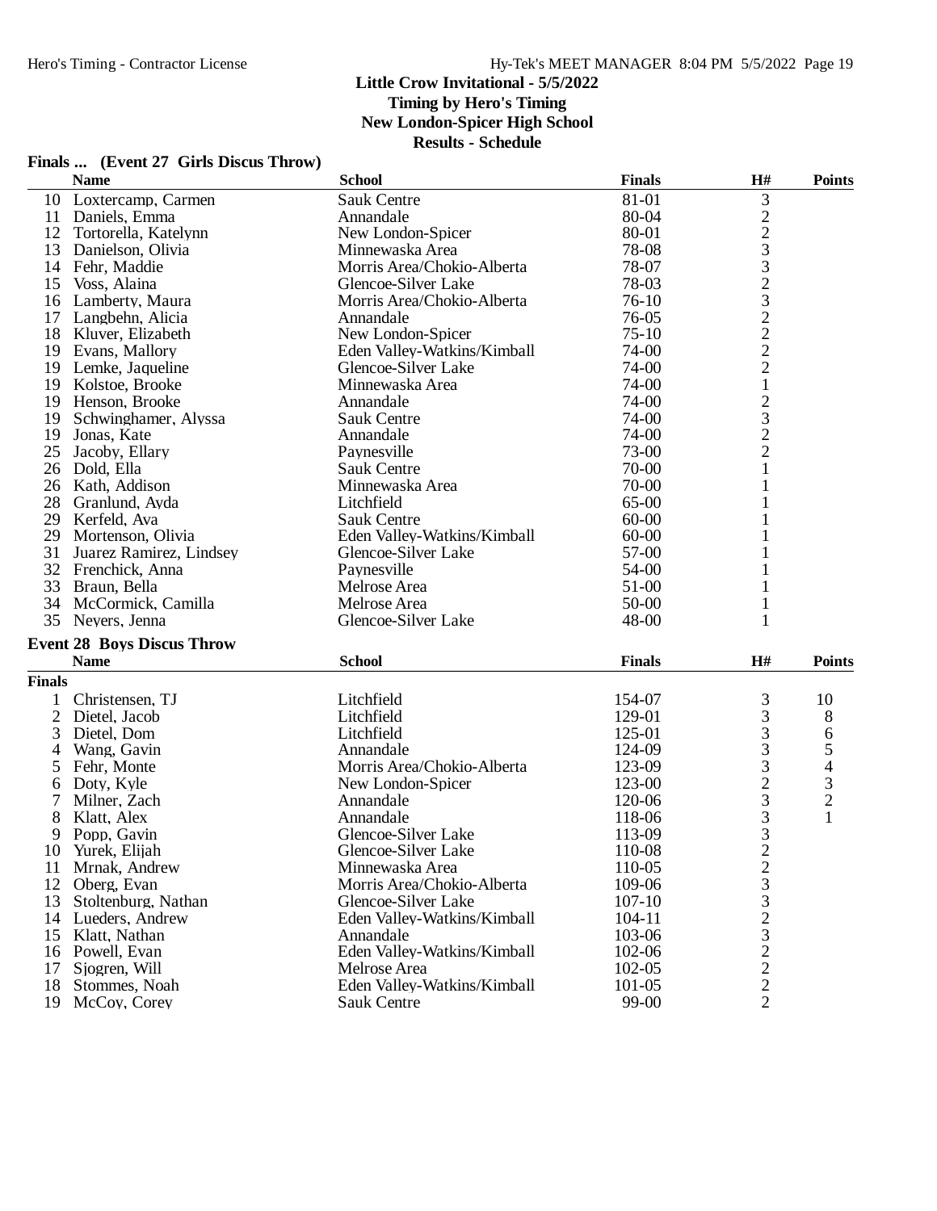# Little Crow Invitational - 5/5/2022

**Timing by Hero's Timing**
**New London-Spicer High School**
**Results - Schedule**

## Finals ... (Event 27 Girls Discus Throw)

| | Name | School | Finals | H# | Points |
|---|---|---|---|---|---|
| 10 | Loxtercamp, Carmen | Sauk Centre | 81-01 | 3 | |
| 11 | Daniels, Emma | Annandale | 80-04 | 2 | |
| 12 | Tortorella, Katelynn | New London-Spicer | 80-01 | 2 | |
| 13 | Danielson, Olivia | Minnewaska Area | 78-08 | 3 | |
| 14 | Fehr, Maddie | Morris Area/Chokio-Alberta | 78-07 | 3 | |
| 15 | Voss, Alaina | Glencoe-Silver Lake | 78-03 | 2 | |
| 16 | Lamberty, Maura | Morris Area/Chokio-Alberta | 76-10 | 3 | |
| 17 | Langbehn, Alicia | Annandale | 76-05 | 2 | |
| 18 | Kluver, Elizabeth | New London-Spicer | 75-10 | 2 | |
| 19 | Evans, Mallory | Eden Valley-Watkins/Kimball | 74-00 | 2 | |
| 19 | Lemke, Jaqueline | Glencoe-Silver Lake | 74-00 | 2 | |
| 19 | Kolstoe, Brooke | Minnewaska Area | 74-00 | 1 | |
| 19 | Henson, Brooke | Annandale | 74-00 | 2 | |
| 19 | Schwinghamer, Alyssa | Sauk Centre | 74-00 | 3 | |
| 19 | Jonas, Kate | Annandale | 74-00 | 2 | |
| 25 | Jacoby, Ellary | Paynesville | 73-00 | 2 | |
| 26 | Dold, Ella | Sauk Centre | 70-00 | 1 | |
| 26 | Kath, Addison | Minnewaska Area | 70-00 | 1 | |
| 28 | Granlund, Ayda | Litchfield | 65-00 | 1 | |
| 29 | Kerfeld, Ava | Sauk Centre | 60-00 | 1 | |
| 29 | Mortenson, Olivia | Eden Valley-Watkins/Kimball | 60-00 | 1 | |
| 31 | Juarez Ramirez, Lindsey | Glencoe-Silver Lake | 57-00 | 1 | |
| 32 | Frenchick, Anna | Paynesville | 54-00 | 1 | |
| 33 | Braun, Bella | Melrose Area | 51-00 | 1 | |
| 34 | McCormick, Camilla | Melrose Area | 50-00 | 1 | |
| 35 | Neyers, Jenna | Glencoe-Silver Lake | 48-00 | 1 | |

## Event 28 Boys Discus Throw

| | Name | School | Finals | H# | Points |
|---|---|---|---|---|---|
| **Finals** | | | | | |
| 1 | Christensen, TJ | Litchfield | 154-07 | 3 | 10 |
| 2 | Dietel, Jacob | Litchfield | 129-01 | 3 | 8 |
| 3 | Dietel, Dom | Litchfield | 125-01 | 3 | 6 |
| 4 | Wang, Gavin | Annandale | 124-09 | 3 | 5 |
| 5 | Fehr, Monte | Morris Area/Chokio-Alberta | 123-09 | 3 | 4 |
| 6 | Doty, Kyle | New London-Spicer | 123-00 | 2 | 3 |
| 7 | Milner, Zach | Annandale | 120-06 | 3 | 2 |
| 8 | Klatt, Alex | Annandale | 118-06 | 3 | 1 |
| 9 | Popp, Gavin | Glencoe-Silver Lake | 113-09 | 3 | |
| 10 | Yurek, Elijah | Glencoe-Silver Lake | 110-08 | 2 | |
| 11 | Mrnak, Andrew | Minnewaska Area | 110-05 | 2 | |
| 12 | Oberg, Evan | Morris Area/Chokio-Alberta | 109-06 | 3 | |
| 13 | Stoltenburg, Nathan | Glencoe-Silver Lake | 107-10 | 3 | |
| 14 | Lueders, Andrew | Eden Valley-Watkins/Kimball | 104-11 | 2 | |
| 15 | Klatt, Nathan | Annandale | 103-06 | 3 | |
| 16 | Powell, Evan | Eden Valley-Watkins/Kimball | 102-06 | 2 | |
| 17 | Sjogren, Will | Melrose Area | 102-05 | 2 | |
| 18 | Stommes, Noah | Eden Valley-Watkins/Kimball | 101-05 | 2 | |
| 19 | McCoy, Corey | Sauk Centre | 99-00 | 2 | |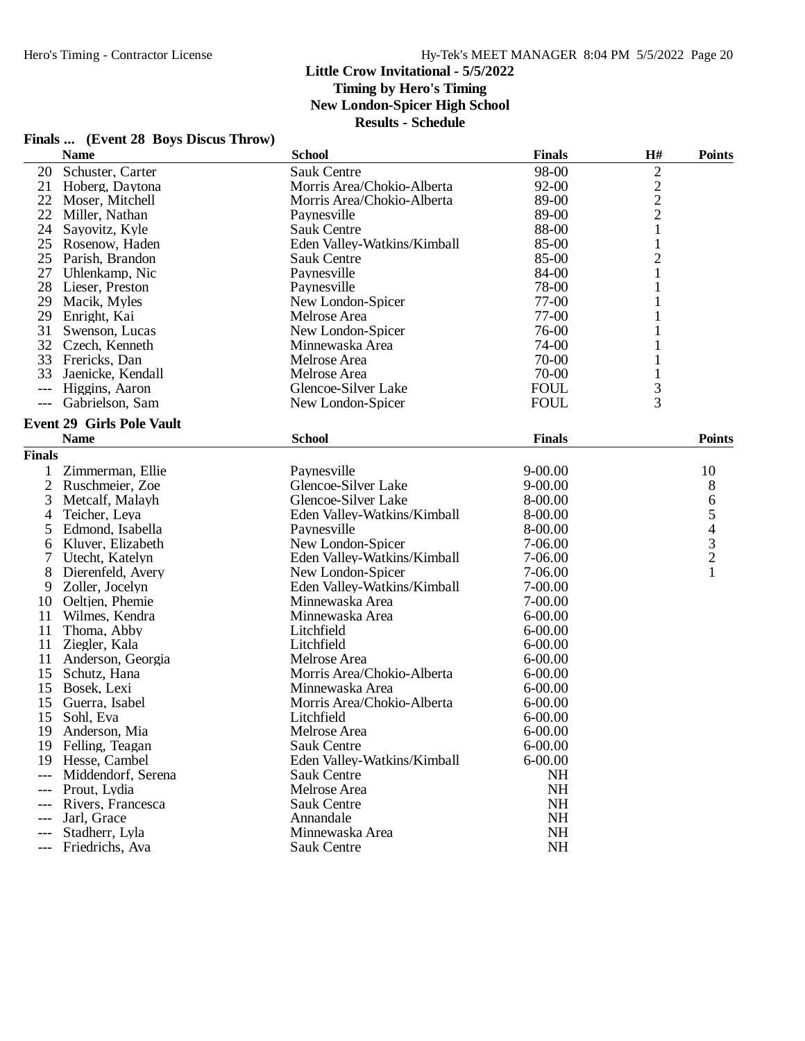**Little Crow Invitational - 5/5/2022**
**Timing by Hero's Timing**
**New London-Spicer High School**
**Results - Schedule**

## Finals ... (Event 28 Boys Discus Throw)

| | Name | School | Finals | H# | Points |
|---|---|---|---|---|---|
| 20 | Schuster, Carter | Sauk Centre | 98-00 | 2 | |
| 21 | Hoberg, Daytona | Morris Area/Chokio-Alberta | 92-00 | 2 | |
| 22 | Moser, Mitchell | Morris Area/Chokio-Alberta | 89-00 | 2 | |
| 22 | Miller, Nathan | Paynesville | 89-00 | 2 | |
| 24 | Sayovitz, Kyle | Sauk Centre | 88-00 | 1 | |
| 25 | Rosenow, Haden | Eden Valley-Watkins/Kimball | 85-00 | 1 | |
| 25 | Parish, Brandon | Sauk Centre | 85-00 | 2 | |
| 27 | Uhlenkamp, Nic | Paynesville | 84-00 | 1 | |
| 28 | Lieser, Preston | Paynesville | 78-00 | 1 | |
| 29 | Macik, Myles | New London-Spicer | 77-00 | 1 | |
| 29 | Enright, Kai | Melrose Area | 77-00 | 1 | |
| 31 | Swenson, Lucas | New London-Spicer | 76-00 | 1 | |
| 32 | Czech, Kenneth | Minnewaska Area | 74-00 | 1 | |
| 33 | Frericks, Dan | Melrose Area | 70-00 | 1 | |
| 33 | Jaenicke, Kendall | Melrose Area | 70-00 | 1 | |
| --- | Higgins, Aaron | Glencoe-Silver Lake | FOUL | 3 | |
| --- | Gabrielson, Sam | New London-Spicer | FOUL | 3 | |

## Event 29 Girls Pole Vault

| | Name | School | Finals | Points |
|---|---|---|---|---|
| **Finals** | | | | |
| 1 | Zimmerman, Ellie | Paynesville | 9-00.00 | 10 |
| 2 | Ruschmeier, Zoe | Glencoe-Silver Lake | 9-00.00 | 8 |
| 3 | Metcalf, Malayh | Glencoe-Silver Lake | 8-00.00 | 6 |
| 4 | Teicher, Leya | Eden Valley-Watkins/Kimball | 8-00.00 | 5 |
| 5 | Edmond, Isabella | Paynesville | 8-00.00 | 4 |
| 6 | Kluver, Elizabeth | New London-Spicer | 7-06.00 | 3 |
| 7 | Utecht, Katelyn | Eden Valley-Watkins/Kimball | 7-06.00 | 2 |
| 8 | Dierenfeld, Avery | New London-Spicer | 7-06.00 | 1 |
| 9 | Zoller, Jocelyn | Eden Valley-Watkins/Kimball | 7-00.00 | |
| 10 | Oeltjen, Phemie | Minnewaska Area | 7-00.00 | |
| 11 | Wilmes, Kendra | Minnewaska Area | 6-00.00 | |
| 11 | Thoma, Abby | Litchfield | 6-00.00 | |
| 11 | Ziegler, Kala | Litchfield | 6-00.00 | |
| 11 | Anderson, Georgia | Melrose Area | 6-00.00 | |
| 15 | Schutz, Hana | Morris Area/Chokio-Alberta | 6-00.00 | |
| 15 | Bosek, Lexi | Minnewaska Area | 6-00.00 | |
| 15 | Guerra, Isabel | Morris Area/Chokio-Alberta | 6-00.00 | |
| 15 | Sohl, Eva | Litchfield | 6-00.00 | |
| 19 | Anderson, Mia | Melrose Area | 6-00.00 | |
| 19 | Felling, Teagan | Sauk Centre | 6-00.00 | |
| 19 | Hesse, Cambel | Eden Valley-Watkins/Kimball | 6-00.00 | |
| --- | Middendorf, Serena | Sauk Centre | NH | |
| --- | Prout, Lydia | Melrose Area | NH | |
| --- | Rivers, Francesca | Sauk Centre | NH | |
| --- | Jarl, Grace | Annandale | NH | |
| --- | Stadherr, Lyla | Minnewaska Area | NH | |
| --- | Friedrichs, Ava | Sauk Centre | NH | |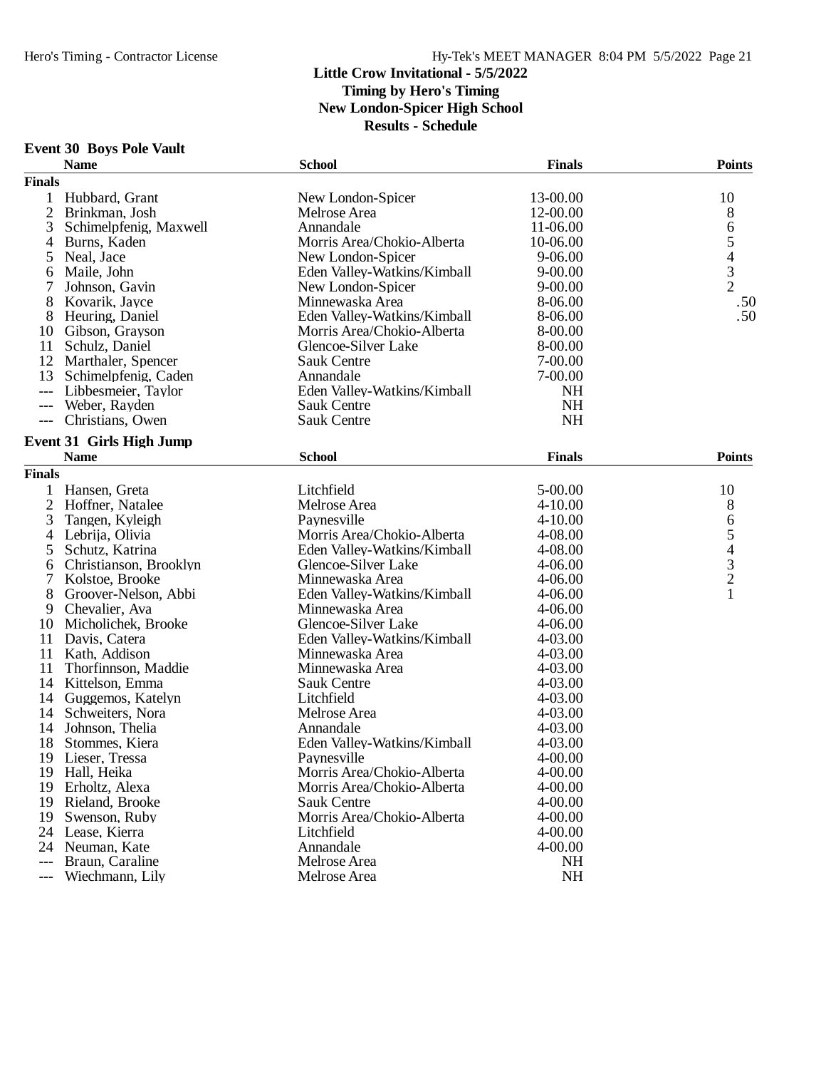## Little Crow Invitational - 5/5/2022
### Timing by Hero's Timing
### New London-Spicer High School
### Results - Schedule

### Event 30 Boys Pole Vault

| | Name | School | Finals | Points |
|---|---|---|---|---|
| **Finals** | | | | |
| 1 | Hubbard, Grant | New London-Spicer | 13-00.00 | 10 |
| 2 | Brinkman, Josh | Melrose Area | 12-00.00 | 8 |
| 3 | Schimelpfenig, Maxwell | Annandale | 11-06.00 | 6 |
| 4 | Burns, Kaden | Morris Area/Chokio-Alberta | 10-06.00 | 5 |
| 5 | Neal, Jace | New London-Spicer | 9-06.00 | 4 |
| 6 | Maile, John | Eden Valley-Watkins/Kimball | 9-00.00 | 3 |
| 7 | Johnson, Gavin | New London-Spicer | 9-00.00 | 2 |
| 8 | Kovarik, Jayce | Minnewaska Area | 8-06.00 | .50 |
| 8 | Heuring, Daniel | Eden Valley-Watkins/Kimball | 8-06.00 | .50 |
| 10 | Gibson, Grayson | Morris Area/Chokio-Alberta | 8-00.00 | |
| 11 | Schulz, Daniel | Glencoe-Silver Lake | 8-00.00 | |
| 12 | Marthaler, Spencer | Sauk Centre | 7-00.00 | |
| 13 | Schimelpfenig, Caden | Annandale | 7-00.00 | |
| --- | Libbesmeier, Taylor | Eden Valley-Watkins/Kimball | NH | |
| --- | Weber, Rayden | Sauk Centre | NH | |
| --- | Christians, Owen | Sauk Centre | NH | |

### Event 31 Girls High Jump

| | Name | School | Finals | Points |
|---|---|---|---|---|
| **Finals** | | | | |
| 1 | Hansen, Greta | Litchfield | 5-00.00 | 10 |
| 2 | Hoffner, Natalee | Melrose Area | 4-10.00 | 8 |
| 3 | Tangen, Kyleigh | Paynesville | 4-10.00 | 6 |
| 4 | Lebrija, Olivia | Morris Area/Chokio-Alberta | 4-08.00 | 5 |
| 5 | Schutz, Katrina | Eden Valley-Watkins/Kimball | 4-08.00 | 4 |
| 6 | Christianson, Brooklyn | Glencoe-Silver Lake | 4-06.00 | 3 |
| 7 | Kolstoe, Brooke | Minnewaska Area | 4-06.00 | 2 |
| 8 | Groover-Nelson, Abbi | Eden Valley-Watkins/Kimball | 4-06.00 | 1 |
| 9 | Chevalier, Ava | Minnewaska Area | 4-06.00 | |
| 10 | Micholichek, Brooke | Glencoe-Silver Lake | 4-06.00 | |
| 11 | Davis, Catera | Eden Valley-Watkins/Kimball | 4-03.00 | |
| 11 | Kath, Addison | Minnewaska Area | 4-03.00 | |
| 11 | Thorfinnson, Maddie | Minnewaska Area | 4-03.00 | |
| 14 | Kittelson, Emma | Sauk Centre | 4-03.00 | |
| 14 | Guggemos, Katelyn | Litchfield | 4-03.00 | |
| 14 | Schweiters, Nora | Melrose Area | 4-03.00 | |
| 14 | Johnson, Thelia | Annandale | 4-03.00 | |
| 18 | Stommes, Kiera | Eden Valley-Watkins/Kimball | 4-03.00 | |
| 19 | Lieser, Tressa | Paynesville | 4-00.00 | |
| 19 | Hall, Heika | Morris Area/Chokio-Alberta | 4-00.00 | |
| 19 | Erholtz, Alexa | Morris Area/Chokio-Alberta | 4-00.00 | |
| 19 | Rieland, Brooke | Sauk Centre | 4-00.00 | |
| 19 | Swenson, Ruby | Morris Area/Chokio-Alberta | 4-00.00 | |
| 24 | Lease, Kierra | Litchfield | 4-00.00 | |
| 24 | Neuman, Kate | Annandale | 4-00.00 | |
| --- | Braun, Caraline | Melrose Area | NH | |
| --- | Wiechmann, Lily | Melrose Area | NH | |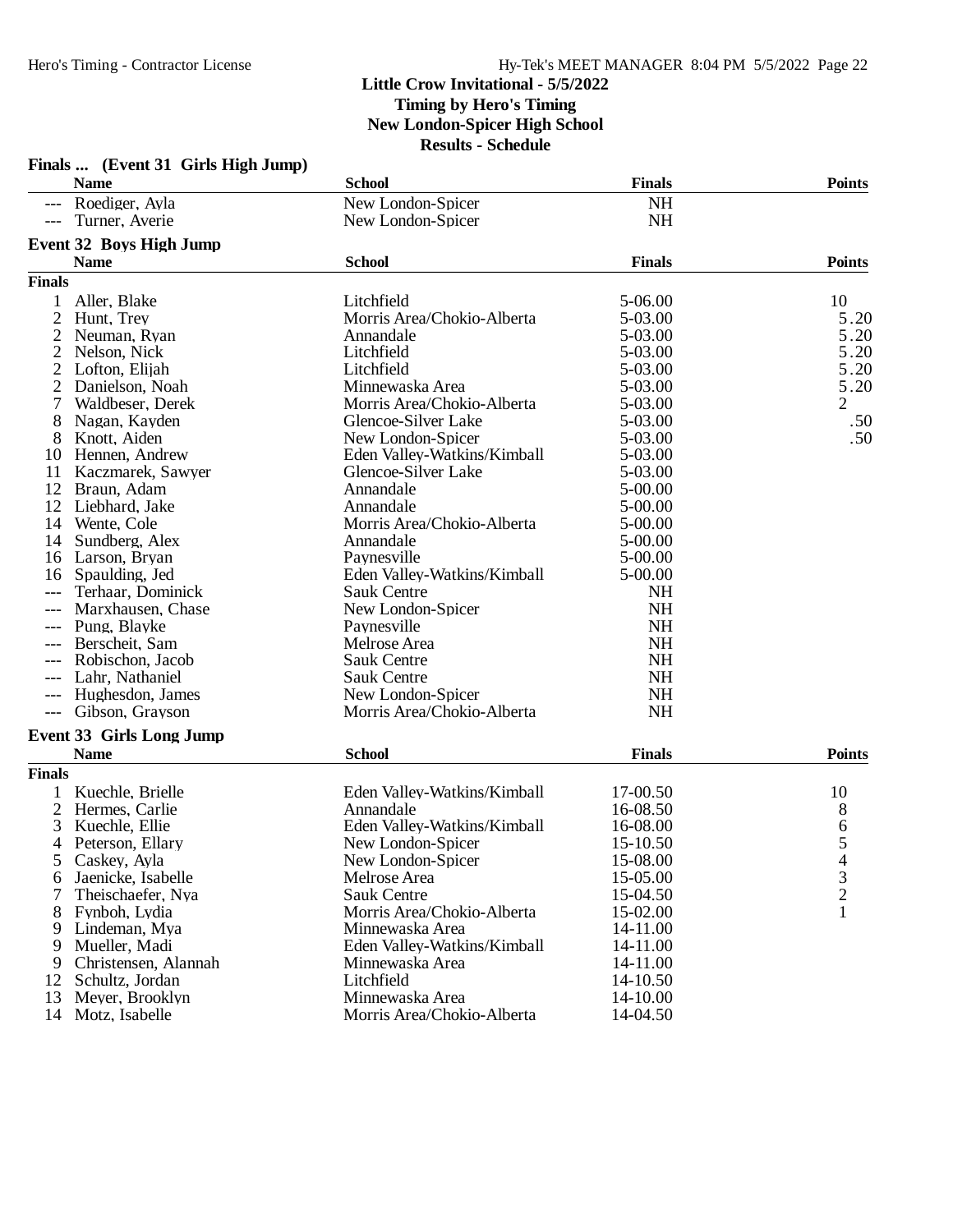## Little Crow Invitational - 5/5/2022

**Timing by Hero's Timing**

**New London-Spicer High School**

**Results - Schedule**

### Finals ... (Event 31 Girls High Jump)

| | Name | School | Finals | Points |
|---|---|---|---|---|
| --- | Roediger, Ayla | New London-Spicer | NH | |
| --- | Turner, Averie | New London-Spicer | NH | |

### Event 32 Boys High Jump

| | Name | School | Finals | Points |
|---|---|---|---|---|
| **Finals** | | | | |
| 1 | Aller, Blake | Litchfield | 5-06.00 | 10 |
| 2 | Hunt, Trey | Morris Area/Chokio-Alberta | 5-03.00 | 5.20 |
| 2 | Neuman, Ryan | Annandale | 5-03.00 | 5.20 |
| 2 | Nelson, Nick | Litchfield | 5-03.00 | 5.20 |
| 2 | Lofton, Elijah | Litchfield | 5-03.00 | 5.20 |
| 2 | Danielson, Noah | Minnewaska Area | 5-03.00 | 5.20 |
| 7 | Waldbeser, Derek | Morris Area/Chokio-Alberta | 5-03.00 | 2 |
| 8 | Nagan, Kayden | Glencoe-Silver Lake | 5-03.00 | .50 |
| 8 | Knott, Aiden | New London-Spicer | 5-03.00 | .50 |
| 10 | Hennen, Andrew | Eden Valley-Watkins/Kimball | 5-03.00 | |
| 11 | Kaczmarek, Sawyer | Glencoe-Silver Lake | 5-03.00 | |
| 12 | Braun, Adam | Annandale | 5-00.00 | |
| 12 | Liebhard, Jake | Annandale | 5-00.00 | |
| 14 | Wente, Cole | Morris Area/Chokio-Alberta | 5-00.00 | |
| 14 | Sundberg, Alex | Annandale | 5-00.00 | |
| 16 | Larson, Bryan | Paynesville | 5-00.00 | |
| 16 | Spaulding, Jed | Eden Valley-Watkins/Kimball | 5-00.00 | |
| --- | Terhaar, Dominick | Sauk Centre | NH | |
| --- | Marxhausen, Chase | New London-Spicer | NH | |
| --- | Pung, Blayke | Paynesville | NH | |
| --- | Berscheit, Sam | Melrose Area | NH | |
| --- | Robischon, Jacob | Sauk Centre | NH | |
| --- | Lahr, Nathaniel | Sauk Centre | NH | |
| --- | Hughesdon, James | New London-Spicer | NH | |
| --- | Gibson, Grayson | Morris Area/Chokio-Alberta | NH | |

### Event 33 Girls Long Jump

| | Name | School | Finals | Points |
|---|---|---|---|---|
| **Finals** | | | | |
| 1 | Kuechle, Brielle | Eden Valley-Watkins/Kimball | 17-00.50 | 10 |
| 2 | Hermes, Carlie | Annandale | 16-08.50 | 8 |
| 3 | Kuechle, Ellie | Eden Valley-Watkins/Kimball | 16-08.00 | 6 |
| 4 | Peterson, Ellary | New London-Spicer | 15-10.50 | 5 |
| 5 | Caskey, Ayla | New London-Spicer | 15-08.00 | 4 |
| 6 | Jaenicke, Isabelle | Melrose Area | 15-05.00 | 3 |
| 7 | Theischaefer, Nya | Sauk Centre | 15-04.50 | 2 |
| 8 | Fynboh, Lydia | Morris Area/Chokio-Alberta | 15-02.00 | 1 |
| 9 | Lindeman, Mya | Minnewaska Area | 14-11.00 | |
| 9 | Mueller, Madi | Eden Valley-Watkins/Kimball | 14-11.00 | |
| 9 | Christensen, Alannah | Minnewaska Area | 14-11.00 | |
| 12 | Schultz, Jordan | Litchfield | 14-10.50 | |
| 13 | Meyer, Brooklyn | Minnewaska Area | 14-10.00 | |
| 14 | Motz, Isabelle | Morris Area/Chokio-Alberta | 14-04.50 | |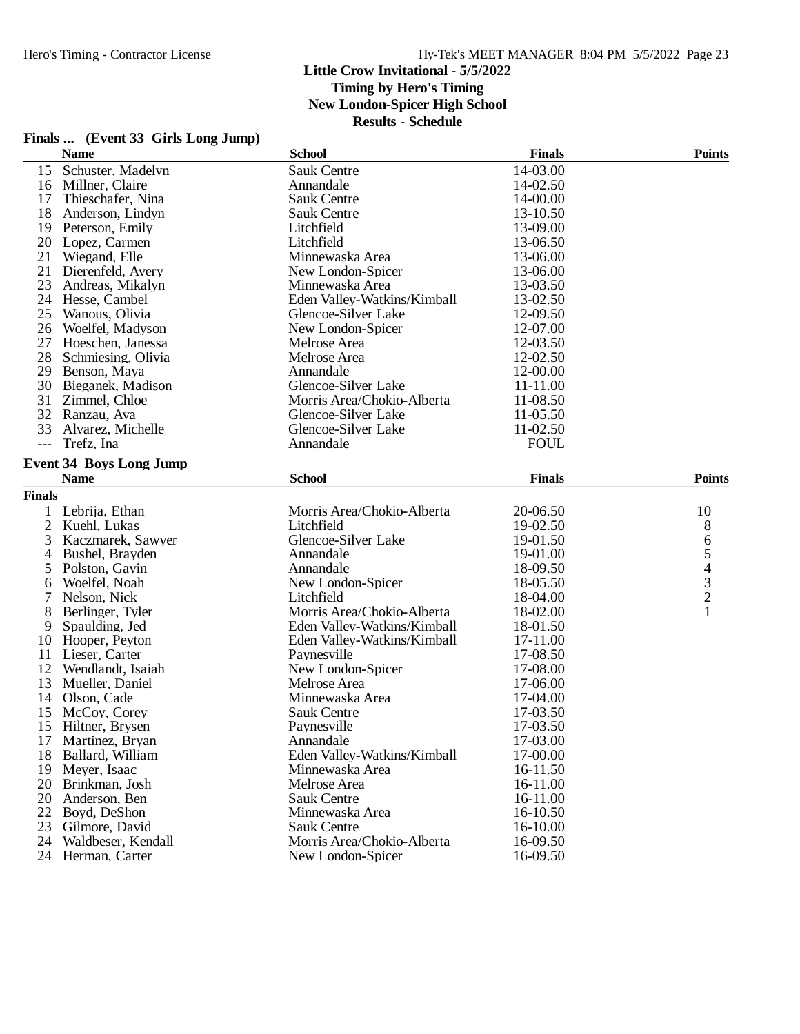## Little Crow Invitational - 5/5/2022

**Timing by Hero's Timing**
**New London-Spicer High School**
**Results - Schedule**

### Finals ... (Event 33 Girls Long Jump)

| | Name | School | Finals | Points |
|---|---|---|---|---|
| 15 | Schuster, Madelyn | Sauk Centre | 14-03.00 | |
| 16 | Millner, Claire | Annandale | 14-02.50 | |
| 17 | Thieschafer, Nina | Sauk Centre | 14-00.00 | |
| 18 | Anderson, Lindyn | Sauk Centre | 13-10.50 | |
| 19 | Peterson, Emily | Litchfield | 13-09.00 | |
| 20 | Lopez, Carmen | Litchfield | 13-06.50 | |
| 21 | Wiegand, Elle | Minnewaska Area | 13-06.00 | |
| 21 | Dierenfeld, Avery | New London-Spicer | 13-06.00 | |
| 23 | Andreas, Mikalyn | Minnewaska Area | 13-03.50 | |
| 24 | Hesse, Cambel | Eden Valley-Watkins/Kimball | 13-02.50 | |
| 25 | Wanous, Olivia | Glencoe-Silver Lake | 12-09.50 | |
| 26 | Woelfel, Madyson | New London-Spicer | 12-07.00 | |
| 27 | Hoeschen, Janessa | Melrose Area | 12-03.50 | |
| 28 | Schmiesing, Olivia | Melrose Area | 12-02.50 | |
| 29 | Benson, Maya | Annandale | 12-00.00 | |
| 30 | Bieganek, Madison | Glencoe-Silver Lake | 11-11.00 | |
| 31 | Zimmel, Chloe | Morris Area/Chokio-Alberta | 11-08.50 | |
| 32 | Ranzau, Ava | Glencoe-Silver Lake | 11-05.50 | |
| 33 | Alvarez, Michelle | Glencoe-Silver Lake | 11-02.50 | |
| --- | Trefz, Ina | Annandale | FOUL | |

### Event 34 Boys Long Jump

**Finals**

| | Name | School | Finals | Points |
|---|---|---|---|---|
| 1 | Lebrija, Ethan | Morris Area/Chokio-Alberta | 20-06.50 | 10 |
| 2 | Kuehl, Lukas | Litchfield | 19-02.50 | 8 |
| 3 | Kaczmarek, Sawyer | Glencoe-Silver Lake | 19-01.50 | 6 |
| 4 | Bushel, Brayden | Annandale | 19-01.00 | 5 |
| 5 | Polston, Gavin | Annandale | 18-09.50 | 4 |
| 6 | Woelfel, Noah | New London-Spicer | 18-05.50 | 3 |
| 7 | Nelson, Nick | Litchfield | 18-04.00 | 2 |
| 8 | Berlinger, Tyler | Morris Area/Chokio-Alberta | 18-02.00 | 1 |
| 9 | Spaulding, Jed | Eden Valley-Watkins/Kimball | 18-01.50 | |
| 10 | Hooper, Peyton | Eden Valley-Watkins/Kimball | 17-11.00 | |
| 11 | Lieser, Carter | Paynesville | 17-08.50 | |
| 12 | Wendlandt, Isaiah | New London-Spicer | 17-08.00 | |
| 13 | Mueller, Daniel | Melrose Area | 17-06.00 | |
| 14 | Olson, Cade | Minnewaska Area | 17-04.00 | |
| 15 | McCoy, Corey | Sauk Centre | 17-03.50 | |
| 15 | Hiltner, Brysen | Paynesville | 17-03.50 | |
| 17 | Martinez, Bryan | Annandale | 17-03.00 | |
| 18 | Ballard, William | Eden Valley-Watkins/Kimball | 17-00.00 | |
| 19 | Meyer, Isaac | Minnewaska Area | 16-11.50 | |
| 20 | Brinkman, Josh | Melrose Area | 16-11.00 | |
| 20 | Anderson, Ben | Sauk Centre | 16-11.00 | |
| 22 | Boyd, DeShon | Minnewaska Area | 16-10.50 | |
| 23 | Gilmore, David | Sauk Centre | 16-10.00 | |
| 24 | Waldbeser, Kendall | Morris Area/Chokio-Alberta | 16-09.50 | |
| 24 | Herman, Carter | New London-Spicer | 16-09.50 | |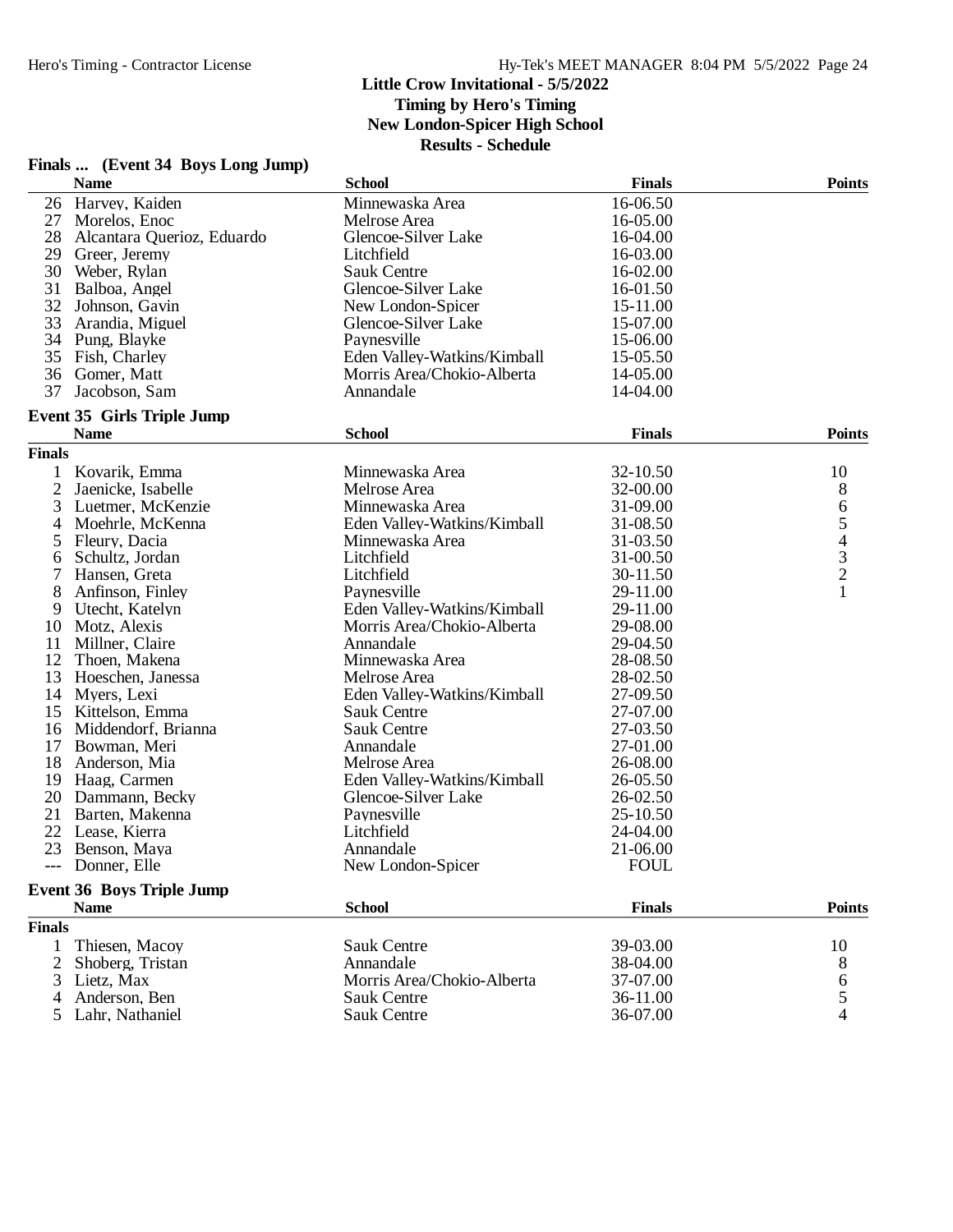## Little Crow Invitational - 5/5/2022

**Timing by Hero's Timing**
**New London-Spicer High School**
**Results - Schedule**

### Finals ... (Event 34 Boys Long Jump)

| | Name | School | Finals | Points |
|---|---|---|---|---|
| 26 | Harvey, Kaiden | Minnewaska Area | 16-06.50 | |
| 27 | Morelos, Enoc | Melrose Area | 16-05.00 | |
| 28 | Alcantara Querioz, Eduardo | Glencoe-Silver Lake | 16-04.00 | |
| 29 | Greer, Jeremy | Litchfield | 16-03.00 | |
| 30 | Weber, Rylan | Sauk Centre | 16-02.00 | |
| 31 | Balboa, Angel | Glencoe-Silver Lake | 16-01.50 | |
| 32 | Johnson, Gavin | New London-Spicer | 15-11.00 | |
| 33 | Arandia, Miguel | Glencoe-Silver Lake | 15-07.00 | |
| 34 | Pung, Blayke | Paynesville | 15-06.00 | |
| 35 | Fish, Charley | Eden Valley-Watkins/Kimball | 15-05.50 | |
| 36 | Gomer, Matt | Morris Area/Chokio-Alberta | 14-05.00 | |
| 37 | Jacobson, Sam | Annandale | 14-04.00 | |

### Event 35 Girls Triple Jump

**Finals**

| | Name | School | Finals | Points |
|---|---|---|---|---|
| 1 | Kovarik, Emma | Minnewaska Area | 32-10.50 | 10 |
| 2 | Jaenicke, Isabelle | Melrose Area | 32-00.00 | 8 |
| 3 | Luetmer, McKenzie | Minnewaska Area | 31-09.00 | 6 |
| 4 | Moehrle, McKenna | Eden Valley-Watkins/Kimball | 31-08.50 | 5 |
| 5 | Fleury, Dacia | Minnewaska Area | 31-03.50 | 4 |
| 6 | Schultz, Jordan | Litchfield | 31-00.50 | 3 |
| 7 | Hansen, Greta | Litchfield | 30-11.50 | 2 |
| 8 | Anfinson, Finley | Paynesville | 29-11.00 | 1 |
| 9 | Utecht, Katelyn | Eden Valley-Watkins/Kimball | 29-11.00 | |
| 10 | Motz, Alexis | Morris Area/Chokio-Alberta | 29-08.00 | |
| 11 | Millner, Claire | Annandale | 29-04.50 | |
| 12 | Thoen, Makena | Minnewaska Area | 28-08.50 | |
| 13 | Hoeschen, Janessa | Melrose Area | 28-02.50 | |
| 14 | Myers, Lexi | Eden Valley-Watkins/Kimball | 27-09.50 | |
| 15 | Kittelson, Emma | Sauk Centre | 27-07.00 | |
| 16 | Middendorf, Brianna | Sauk Centre | 27-03.50 | |
| 17 | Bowman, Meri | Annandale | 27-01.00 | |
| 18 | Anderson, Mia | Melrose Area | 26-08.00 | |
| 19 | Haag, Carmen | Eden Valley-Watkins/Kimball | 26-05.50 | |
| 20 | Dammann, Becky | Glencoe-Silver Lake | 26-02.50 | |
| 21 | Barten, Makenna | Paynesville | 25-10.50 | |
| 22 | Lease, Kierra | Litchfield | 24-04.00 | |
| 23 | Benson, Maya | Annandale | 21-06.00 | |
| --- | Donner, Elle | New London-Spicer | FOUL | |

### Event 36 Boys Triple Jump

**Finals**

| | Name | School | Finals | Points |
|---|---|---|---|---|
| 1 | Thiesen, Macoy | Sauk Centre | 39-03.00 | 10 |
| 2 | Shoberg, Tristan | Annandale | 38-04.00 | 8 |
| 3 | Lietz, Max | Morris Area/Chokio-Alberta | 37-07.00 | 6 |
| 4 | Anderson, Ben | Sauk Centre | 36-11.00 | 5 |
| 5 | Lahr, Nathaniel | Sauk Centre | 36-07.00 | 4 |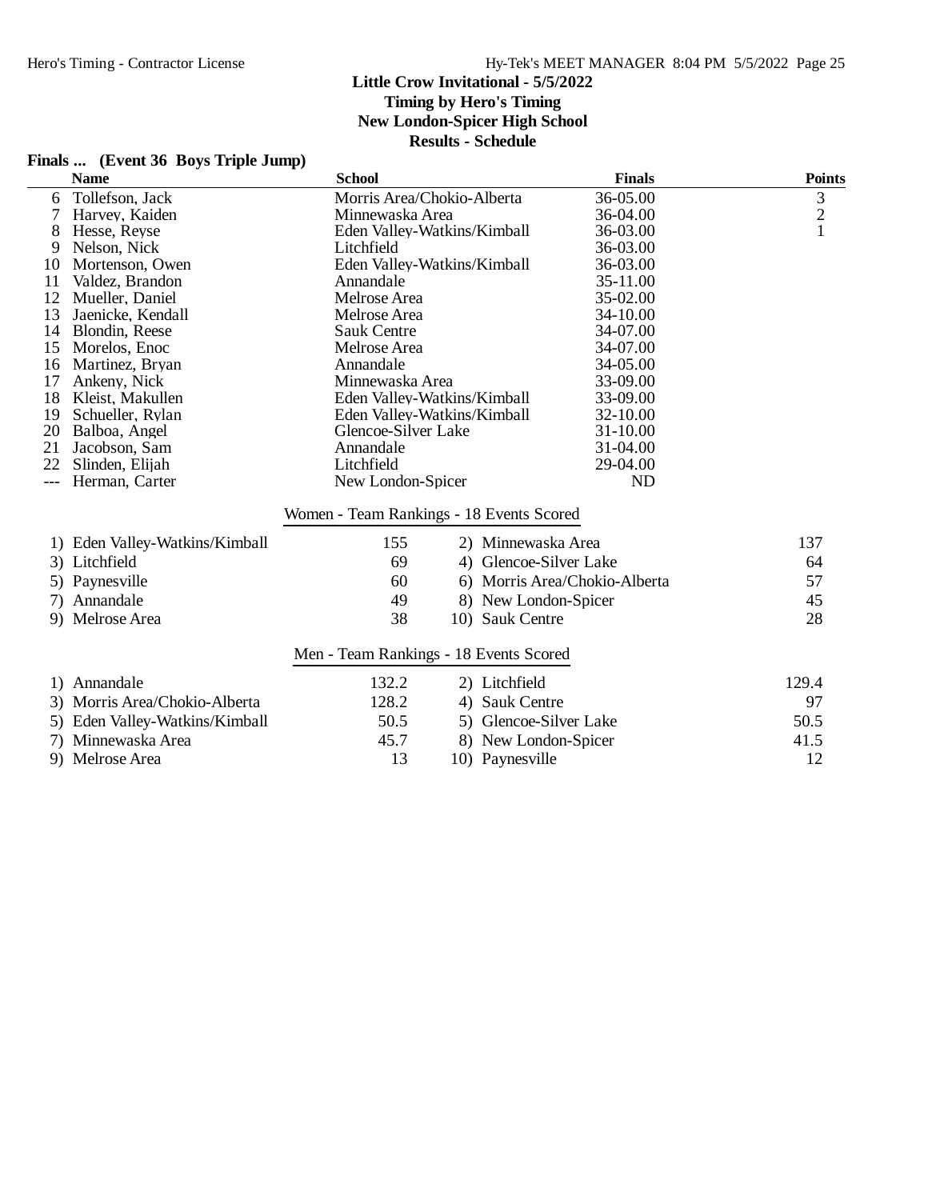**Little Crow Invitational - 5/5/2022**
**Timing by Hero's Timing**
**New London-Spicer High School**
**Results - Schedule**

### Finals ... (Event 36 Boys Triple Jump)

| | Name | School | Finals | Points |
|---|---|---|---|---|
| 6 | Tollefson, Jack | Morris Area/Chokio-Alberta | 36-05.00 | 3 |
| 7 | Harvey, Kaiden | Minnewaska Area | 36-04.00 | 2 |
| 8 | Hesse, Reyse | Eden Valley-Watkins/Kimball | 36-03.00 | 1 |
| 9 | Nelson, Nick | Litchfield | 36-03.00 | |
| 10 | Mortenson, Owen | Eden Valley-Watkins/Kimball | 36-03.00 | |
| 11 | Valdez, Brandon | Annandale | 35-11.00 | |
| 12 | Mueller, Daniel | Melrose Area | 35-02.00 | |
| 13 | Jaenicke, Kendall | Melrose Area | 34-10.00 | |
| 14 | Blondin, Reese | Sauk Centre | 34-07.00 | |
| 15 | Morelos, Enoc | Melrose Area | 34-07.00 | |
| 16 | Martinez, Bryan | Annandale | 34-05.00 | |
| 17 | Ankeny, Nick | Minnewaska Area | 33-09.00 | |
| 18 | Kleist, Makullen | Eden Valley-Watkins/Kimball | 33-09.00 | |
| 19 | Schueller, Rylan | Eden Valley-Watkins/Kimball | 32-10.00 | |
| 20 | Balboa, Angel | Glencoe-Silver Lake | 31-10.00 | |
| 21 | Jacobson, Sam | Annandale | 31-04.00 | |
| 22 | Slinden, Elijah | Litchfield | 29-04.00 | |
| --- | Herman, Carter | New London-Spicer | ND | |

### Women - Team Rankings - 18 Events Scored

| | | | |
|---|---|---|---|
| 1) Eden Valley-Watkins/Kimball | 155 | 2) Minnewaska Area | 137 |
| 3) Litchfield | 69 | 4) Glencoe-Silver Lake | 64 |
| 5) Paynesville | 60 | 6) Morris Area/Chokio-Alberta | 57 |
| 7) Annandale | 49 | 8) New London-Spicer | 45 |
| 9) Melrose Area | 38 | 10) Sauk Centre | 28 |

### Men - Team Rankings - 18 Events Scored

| | | | |
|---|---|---|---|
| 1) Annandale | 132.2 | 2) Litchfield | 129.4 |
| 3) Morris Area/Chokio-Alberta | 128.2 | 4) Sauk Centre | 97 |
| 5) Eden Valley-Watkins/Kimball | 50.5 | 5) Glencoe-Silver Lake | 50.5 |
| 7) Minnewaska Area | 45.7 | 8) New London-Spicer | 41.5 |
| 9) Melrose Area | 13 | 10) Paynesville | 12 |